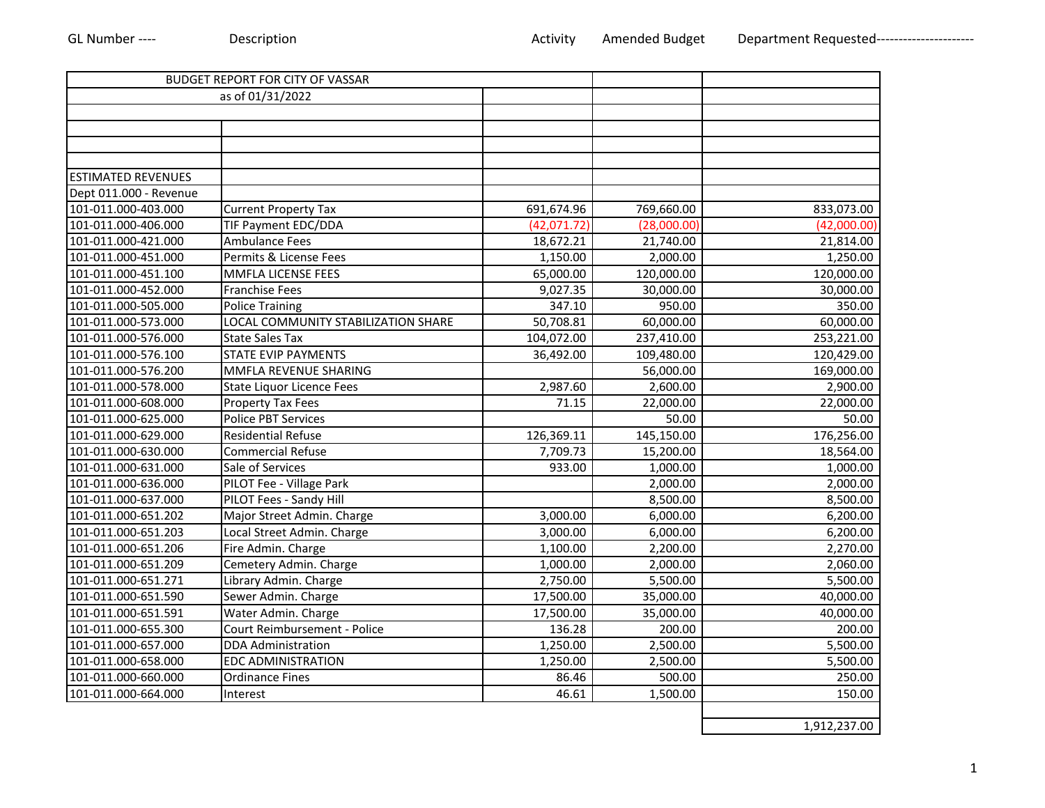| GL Number ---- | Description | Activity | Amended Budget | Department Requested--------------------- |
|---|---|---|---|---|
| BUDGET REPORT FOR CITY OF VASSAR | | | | |
| as of 01/31/2022 | | | | |
| ESTIMATED REVENUES | | | | |
| Dept 011.000 - Revenue | | | | |
| 101-011.000-403.000 | Current Property Tax | 691,674.96 | 769,660.00 | 833,073.00 |
| 101-011.000-406.000 | TIF Payment EDC/DDA | (42,071.72) | (28,000.00) | (42,000.00) |
| 101-011.000-421.000 | Ambulance Fees | 18,672.21 | 21,740.00 | 21,814.00 |
| 101-011.000-451.000 | Permits & License Fees | 1,150.00 | 2,000.00 | 1,250.00 |
| 101-011.000-451.100 | MMFLA LICENSE FEES | 65,000.00 | 120,000.00 | 120,000.00 |
| 101-011.000-452.000 | Franchise Fees | 9,027.35 | 30,000.00 | 30,000.00 |
| 101-011.000-505.000 | Police Training | 347.10 | 950.00 | 350.00 |
| 101-011.000-573.000 | LOCAL COMMUNITY STABILIZATION SHARE | 50,708.81 | 60,000.00 | 60,000.00 |
| 101-011.000-576.000 | State Sales Tax | 104,072.00 | 237,410.00 | 253,221.00 |
| 101-011.000-576.100 | STATE EVIP PAYMENTS | 36,492.00 | 109,480.00 | 120,429.00 |
| 101-011.000-576.200 | MMFLA REVENUE SHARING | | 56,000.00 | 169,000.00 |
| 101-011.000-578.000 | State Liquor Licence Fees | 2,987.60 | 2,600.00 | 2,900.00 |
| 101-011.000-608.000 | Property Tax Fees | 71.15 | 22,000.00 | 22,000.00 |
| 101-011.000-625.000 | Police PBT Services | | 50.00 | 50.00 |
| 101-011.000-629.000 | Residential Refuse | 126,369.11 | 145,150.00 | 176,256.00 |
| 101-011.000-630.000 | Commercial Refuse | 7,709.73 | 15,200.00 | 18,564.00 |
| 101-011.000-631.000 | Sale of Services | 933.00 | 1,000.00 | 1,000.00 |
| 101-011.000-636.000 | PILOT Fee - Village Park | | 2,000.00 | 2,000.00 |
| 101-011.000-637.000 | PILOT Fees - Sandy Hill | | 8,500.00 | 8,500.00 |
| 101-011.000-651.202 | Major Street Admin. Charge | 3,000.00 | 6,000.00 | 6,200.00 |
| 101-011.000-651.203 | Local Street Admin. Charge | 3,000.00 | 6,000.00 | 6,200.00 |
| 101-011.000-651.206 | Fire Admin. Charge | 1,100.00 | 2,200.00 | 2,270.00 |
| 101-011.000-651.209 | Cemetery Admin. Charge | 1,000.00 | 2,000.00 | 2,060.00 |
| 101-011.000-651.271 | Library Admin. Charge | 2,750.00 | 5,500.00 | 5,500.00 |
| 101-011.000-651.590 | Sewer Admin. Charge | 17,500.00 | 35,000.00 | 40,000.00 |
| 101-011.000-651.591 | Water Admin. Charge | 17,500.00 | 35,000.00 | 40,000.00 |
| 101-011.000-655.300 | Court Reimbursement - Police | 136.28 | 200.00 | 200.00 |
| 101-011.000-657.000 | DDA Administration | 1,250.00 | 2,500.00 | 5,500.00 |
| 101-011.000-658.000 | EDC ADMINISTRATION | 1,250.00 | 2,500.00 | 5,500.00 |
| 101-011.000-660.000 | Ordinance Fines | 86.46 | 500.00 | 250.00 |
| 101-011.000-664.000 | Interest | 46.61 | 1,500.00 | 150.00 |
| | | | | 1,912,237.00 |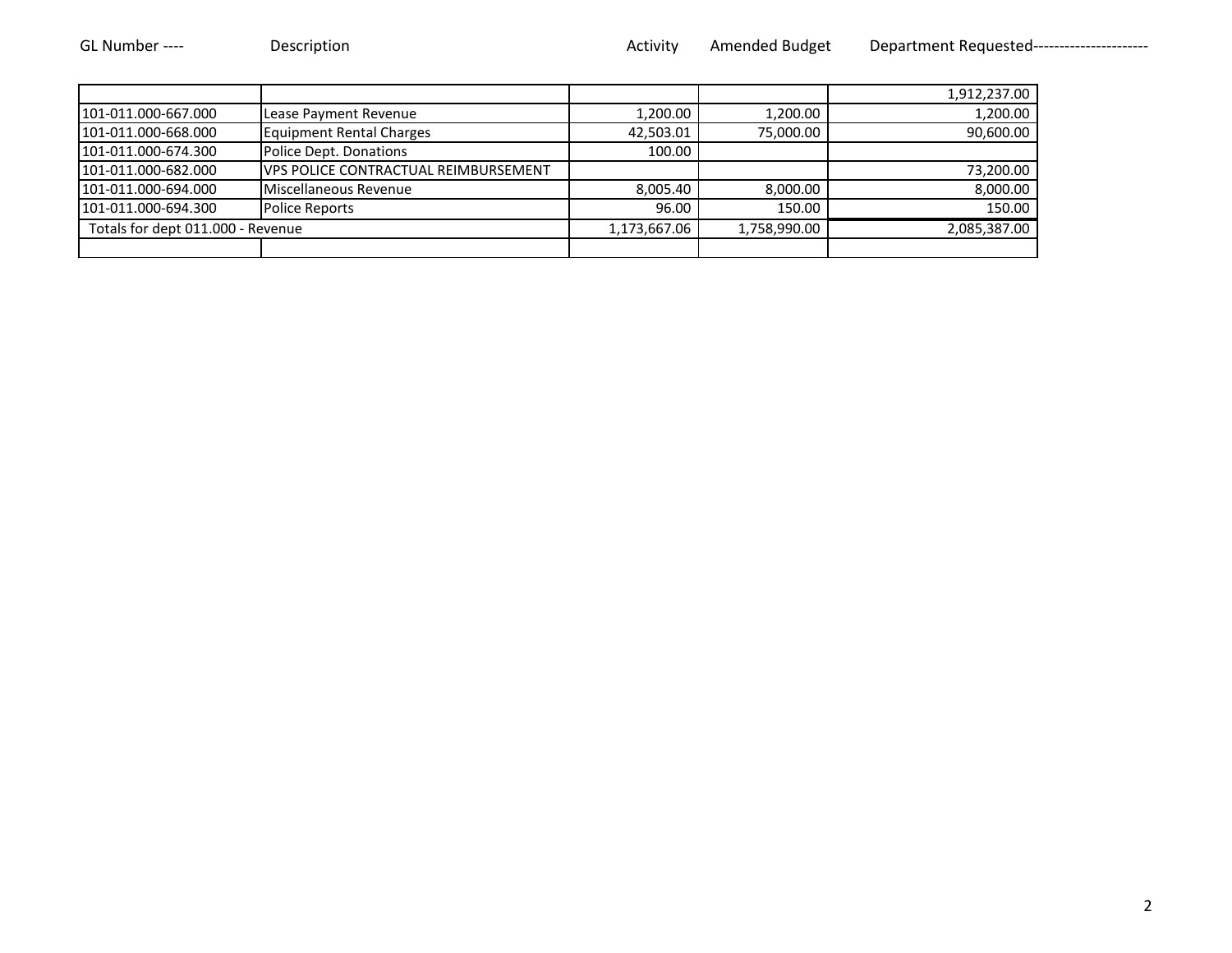| GL Number ---- | Description | Activity | Amended Budget | Department Requested---------------------- |
|---|---|---|---|---|
| | | | | 1,912,237.00 |
| 101-011.000-667.000 | Lease Payment Revenue | 1,200.00 | 1,200.00 | 1,200.00 |
| 101-011.000-668.000 | Equipment Rental Charges | 42,503.01 | 75,000.00 | 90,600.00 |
| 101-011.000-674.300 | Police Dept. Donations | 100.00 | | |
| 101-011.000-682.000 | VPS POLICE CONTRACTUAL REIMBURSEMENT | | | 73,200.00 |
| 101-011.000-694.000 | Miscellaneous Revenue | 8,005.40 | 8,000.00 | 8,000.00 |
| 101-011.000-694.300 | Police Reports | 96.00 | 150.00 | 150.00 |
| Totals for dept 011.000 - Revenue | | 1,173,667.06 | 1,758,990.00 | 2,085,387.00 |
| | | | | |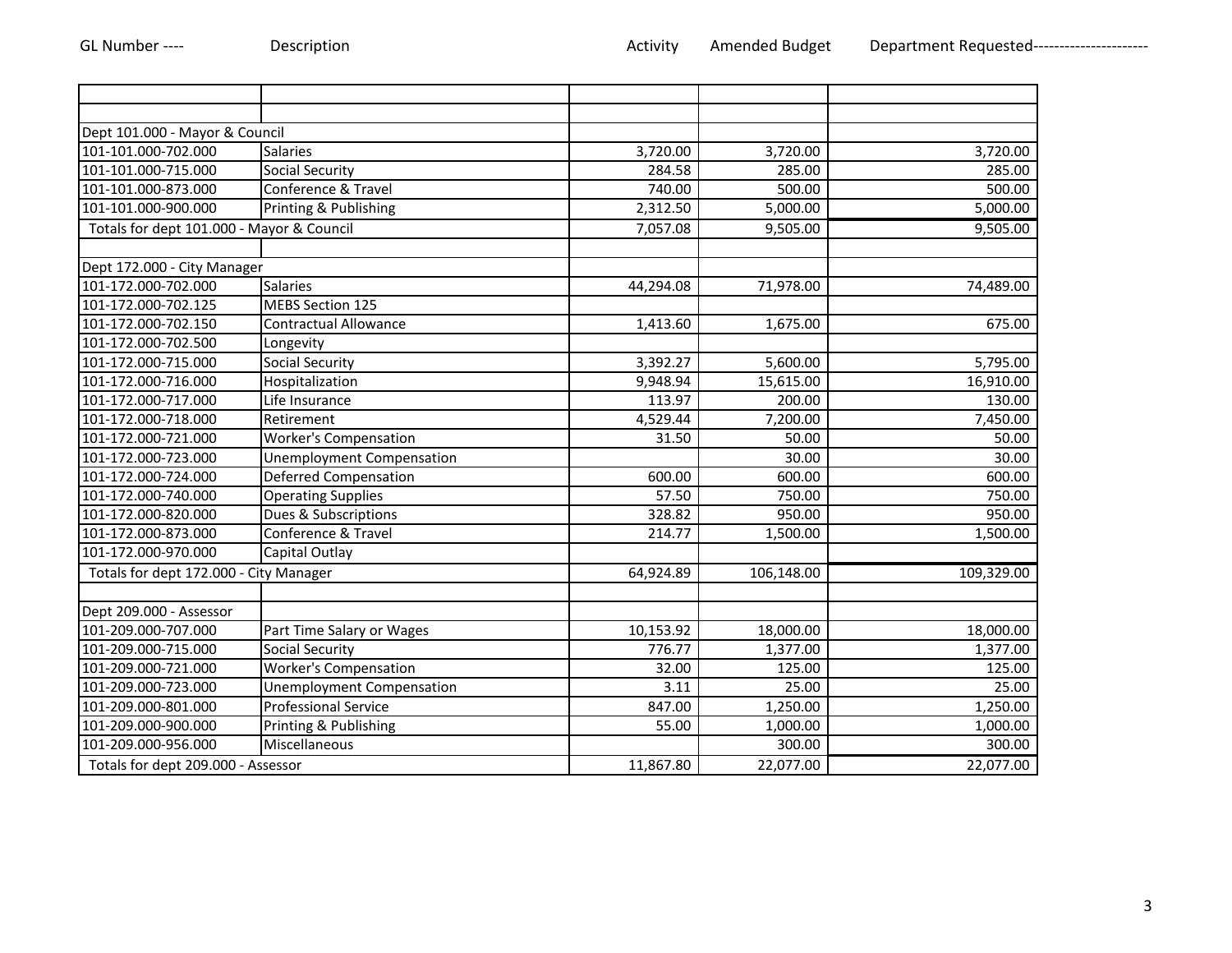| GL Number ---- | Description | Activity | Amended Budget | Department Requested--------------------- |
|---|---|---|---|---|
| | | | | |
| | | | | |
| Dept 101.000 - Mayor & Council | | | | |
| 101-101.000-702.000 | Salaries | 3,720.00 | 3,720.00 | 3,720.00 |
| 101-101.000-715.000 | Social Security | 284.58 | 285.00 | 285.00 |
| 101-101.000-873.000 | Conference & Travel | 740.00 | 500.00 | 500.00 |
| 101-101.000-900.000 | Printing & Publishing | 2,312.50 | 5,000.00 | 5,000.00 |
| Totals for dept 101.000 - Mayor & Council | | 7,057.08 | 9,505.00 | 9,505.00 |
| | | | | |
| Dept 172.000 - City Manager | | | | |
| 101-172.000-702.000 | Salaries | 44,294.08 | 71,978.00 | 74,489.00 |
| 101-172.000-702.125 | MEBS Section 125 | | | |
| 101-172.000-702.150 | Contractual Allowance | 1,413.60 | 1,675.00 | 675.00 |
| 101-172.000-702.500 | Longevity | | | |
| 101-172.000-715.000 | Social Security | 3,392.27 | 5,600.00 | 5,795.00 |
| 101-172.000-716.000 | Hospitalization | 9,948.94 | 15,615.00 | 16,910.00 |
| 101-172.000-717.000 | Life Insurance | 113.97 | 200.00 | 130.00 |
| 101-172.000-718.000 | Retirement | 4,529.44 | 7,200.00 | 7,450.00 |
| 101-172.000-721.000 | Worker's Compensation | 31.50 | 50.00 | 50.00 |
| 101-172.000-723.000 | Unemployment Compensation | | 30.00 | 30.00 |
| 101-172.000-724.000 | Deferred Compensation | 600.00 | 600.00 | 600.00 |
| 101-172.000-740.000 | Operating Supplies | 57.50 | 750.00 | 750.00 |
| 101-172.000-820.000 | Dues & Subscriptions | 328.82 | 950.00 | 950.00 |
| 101-172.000-873.000 | Conference & Travel | 214.77 | 1,500.00 | 1,500.00 |
| 101-172.000-970.000 | Capital Outlay | | | |
| Totals for dept 172.000 - City Manager | | 64,924.89 | 106,148.00 | 109,329.00 |
| | | | | |
| Dept 209.000 - Assessor | | | | |
| 101-209.000-707.000 | Part Time Salary or Wages | 10,153.92 | 18,000.00 | 18,000.00 |
| 101-209.000-715.000 | Social Security | 776.77 | 1,377.00 | 1,377.00 |
| 101-209.000-721.000 | Worker's Compensation | 32.00 | 125.00 | 125.00 |
| 101-209.000-723.000 | Unemployment Compensation | 3.11 | 25.00 | 25.00 |
| 101-209.000-801.000 | Professional Service | 847.00 | 1,250.00 | 1,250.00 |
| 101-209.000-900.000 | Printing & Publishing | 55.00 | 1,000.00 | 1,000.00 |
| 101-209.000-956.000 | Miscellaneous | | 300.00 | 300.00 |
| Totals for dept 209.000 - Assessor | | 11,867.80 | 22,077.00 | 22,077.00 |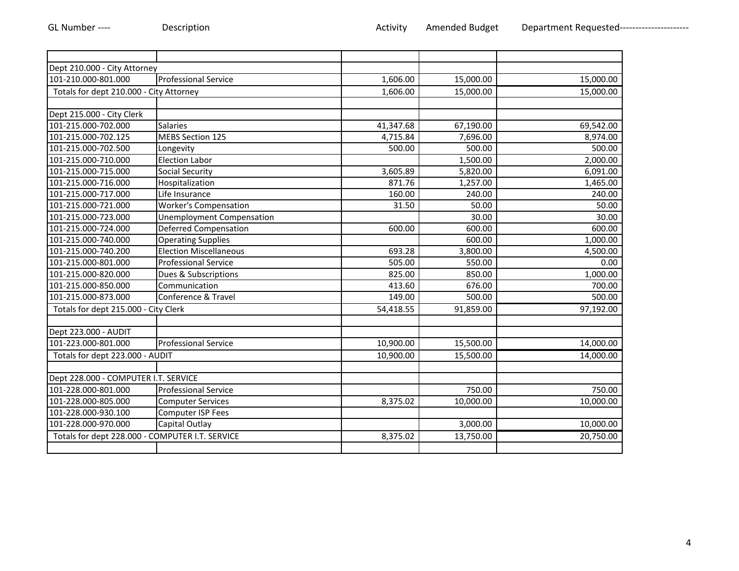| GL Number ---- | Description | Activity | Amended Budget | Department Requested--------------------- |
|---|---|---|---|---|
| | | | | |
| Dept 210.000 - City Attorney | | | | |
| 101-210.000-801.000 | Professional Service | 1,606.00 | 15,000.00 | 15,000.00 |
| Totals for dept 210.000 - City Attorney | | 1,606.00 | 15,000.00 | 15,000.00 |
| | | | | |
| Dept 215.000 - City Clerk | | | | |
| 101-215.000-702.000 | Salaries | 41,347.68 | 67,190.00 | 69,542.00 |
| 101-215.000-702.125 | MEBS Section 125 | 4,715.84 | 7,696.00 | 8,974.00 |
| 101-215.000-702.500 | Longevity | 500.00 | 500.00 | 500.00 |
| 101-215.000-710.000 | Election Labor | | 1,500.00 | 2,000.00 |
| 101-215.000-715.000 | Social Security | 3,605.89 | 5,820.00 | 6,091.00 |
| 101-215.000-716.000 | Hospitalization | 871.76 | 1,257.00 | 1,465.00 |
| 101-215.000-717.000 | Life Insurance | 160.00 | 240.00 | 240.00 |
| 101-215.000-721.000 | Worker's Compensation | 31.50 | 50.00 | 50.00 |
| 101-215.000-723.000 | Unemployment Compensation | | 30.00 | 30.00 |
| 101-215.000-724.000 | Deferred Compensation | 600.00 | 600.00 | 600.00 |
| 101-215.000-740.000 | Operating Supplies | | 600.00 | 1,000.00 |
| 101-215.000-740.200 | Election Miscellaneous | 693.28 | 3,800.00 | 4,500.00 |
| 101-215.000-801.000 | Professional Service | 505.00 | 550.00 | 0.00 |
| 101-215.000-820.000 | Dues & Subscriptions | 825.00 | 850.00 | 1,000.00 |
| 101-215.000-850.000 | Communication | 413.60 | 676.00 | 700.00 |
| 101-215.000-873.000 | Conference & Travel | 149.00 | 500.00 | 500.00 |
| Totals for dept 215.000 - City Clerk | | 54,418.55 | 91,859.00 | 97,192.00 |
| | | | | |
| Dept 223.000 - AUDIT | | | | |
| 101-223.000-801.000 | Professional Service | 10,900.00 | 15,500.00 | 14,000.00 |
| Totals for dept 223.000 - AUDIT | | 10,900.00 | 15,500.00 | 14,000.00 |
| | | | | |
| Dept 228.000 - COMPUTER I.T. SERVICE | | | | |
| 101-228.000-801.000 | Professional Service | | 750.00 | 750.00 |
| 101-228.000-805.000 | Computer Services | 8,375.02 | 10,000.00 | 10,000.00 |
| 101-228.000-930.100 | Computer ISP Fees | | | |
| 101-228.000-970.000 | Capital Outlay | | 3,000.00 | 10,000.00 |
| Totals for dept 228.000 - COMPUTER I.T. SERVICE | | 8,375.02 | 13,750.00 | 20,750.00 |
| | | | | |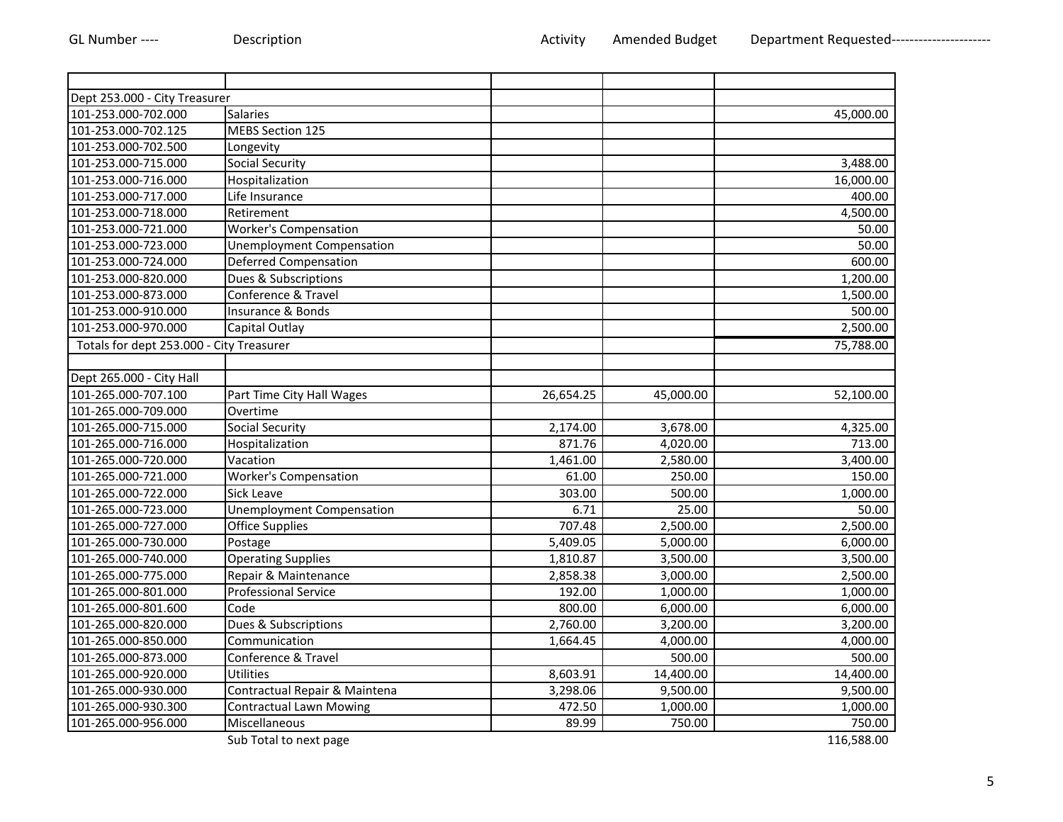| GL Number ---- | Description | Activity | Amended Budget | Department Requested--------------------- |
|---|---|---|---|---|
| | | | | |
| Dept 253.000 - City Treasurer | | | | |
| 101-253.000-702.000 | Salaries | | | 45,000.00 |
| 101-253.000-702.125 | MEBS Section 125 | | | |
| 101-253.000-702.500 | Longevity | | | |
| 101-253.000-715.000 | Social Security | | | 3,488.00 |
| 101-253.000-716.000 | Hospitalization | | | 16,000.00 |
| 101-253.000-717.000 | Life Insurance | | | 400.00 |
| 101-253.000-718.000 | Retirement | | | 4,500.00 |
| 101-253.000-721.000 | Worker's Compensation | | | 50.00 |
| 101-253.000-723.000 | Unemployment Compensation | | | 50.00 |
| 101-253.000-724.000 | Deferred Compensation | | | 600.00 |
| 101-253.000-820.000 | Dues & Subscriptions | | | 1,200.00 |
| 101-253.000-873.000 | Conference & Travel | | | 1,500.00 |
| 101-253.000-910.000 | Insurance & Bonds | | | 500.00 |
| 101-253.000-970.000 | Capital Outlay | | | 2,500.00 |
| Totals for dept 253.000 - City Treasurer | | | | 75,788.00 |
| | | | | |
| Dept 265.000 - City Hall | | | | |
| 101-265.000-707.100 | Part Time City Hall Wages | 26,654.25 | 45,000.00 | 52,100.00 |
| 101-265.000-709.000 | Overtime | | | |
| 101-265.000-715.000 | Social Security | 2,174.00 | 3,678.00 | 4,325.00 |
| 101-265.000-716.000 | Hospitalization | 871.76 | 4,020.00 | 713.00 |
| 101-265.000-720.000 | Vacation | 1,461.00 | 2,580.00 | 3,400.00 |
| 101-265.000-721.000 | Worker's Compensation | 61.00 | 250.00 | 150.00 |
| 101-265.000-722.000 | Sick Leave | 303.00 | 500.00 | 1,000.00 |
| 101-265.000-723.000 | Unemployment Compensation | 6.71 | 25.00 | 50.00 |
| 101-265.000-727.000 | Office Supplies | 707.48 | 2,500.00 | 2,500.00 |
| 101-265.000-730.000 | Postage | 5,409.05 | 5,000.00 | 6,000.00 |
| 101-265.000-740.000 | Operating Supplies | 1,810.87 | 3,500.00 | 3,500.00 |
| 101-265.000-775.000 | Repair & Maintenance | 2,858.38 | 3,000.00 | 2,500.00 |
| 101-265.000-801.000 | Professional Service | 192.00 | 1,000.00 | 1,000.00 |
| 101-265.000-801.600 | Code | 800.00 | 6,000.00 | 6,000.00 |
| 101-265.000-820.000 | Dues & Subscriptions | 2,760.00 | 3,200.00 | 3,200.00 |
| 101-265.000-850.000 | Communication | 1,664.45 | 4,000.00 | 4,000.00 |
| 101-265.000-873.000 | Conference & Travel | | 500.00 | 500.00 |
| 101-265.000-920.000 | Utilities | 8,603.91 | 14,400.00 | 14,400.00 |
| 101-265.000-930.000 | Contractual Repair & Maintena | 3,298.06 | 9,500.00 | 9,500.00 |
| 101-265.000-930.300 | Contractual Lawn Mowing | 472.50 | 1,000.00 | 1,000.00 |
| 101-265.000-956.000 | Miscellaneous | 89.99 | 750.00 | 750.00 |
| | Sub Total to next page | | | 116,588.00 |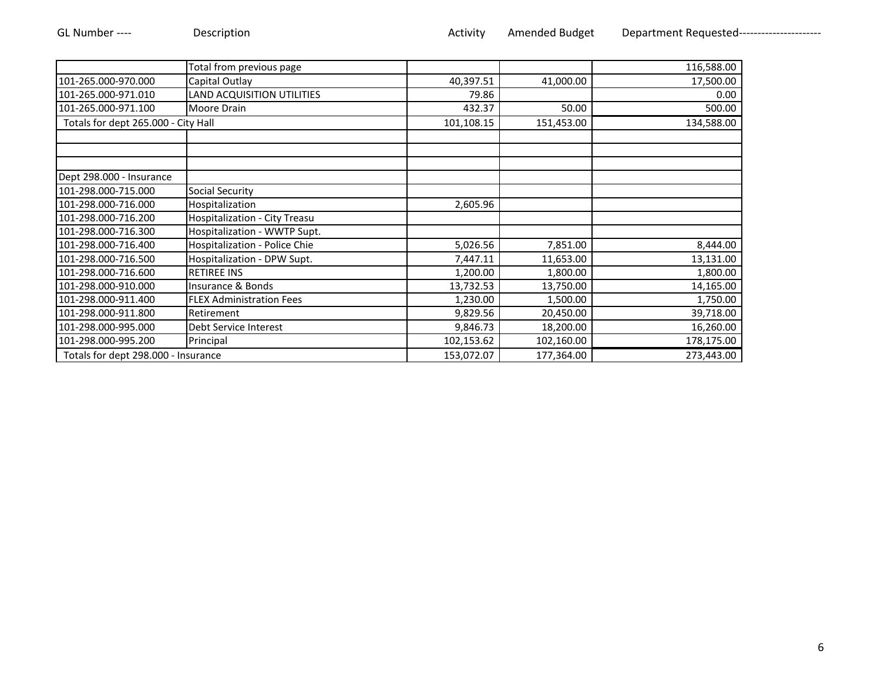| GL Number ---- | Description | Activity | Amended Budget | Department Requested---------------------- |
|---|---|---|---|---|
| | Total from previous page | | | 116,588.00 |
| 101-265.000-970.000 | Capital Outlay | 40,397.51 | 41,000.00 | 17,500.00 |
| 101-265.000-971.010 | LAND ACQUISITION UTILITIES | 79.86 | | 0.00 |
| 101-265.000-971.100 | Moore Drain | 432.37 | 50.00 | 500.00 |
| Totals for dept 265.000 - City Hall | | 101,108.15 | 151,453.00 | 134,588.00 |
| | | | | |
| | | | | |
| | | | | |
| Dept 298.000 - Insurance | | | | |
| 101-298.000-715.000 | Social Security | | | |
| 101-298.000-716.000 | Hospitalization | 2,605.96 | | |
| 101-298.000-716.200 | Hospitalization - City Treasu | | | |
| 101-298.000-716.300 | Hospitalization - WWTP Supt. | | | |
| 101-298.000-716.400 | Hospitalization - Police Chie | 5,026.56 | 7,851.00 | 8,444.00 |
| 101-298.000-716.500 | Hospitalization - DPW Supt. | 7,447.11 | 11,653.00 | 13,131.00 |
| 101-298.000-716.600 | RETIREE INS | 1,200.00 | 1,800.00 | 1,800.00 |
| 101-298.000-910.000 | Insurance & Bonds | 13,732.53 | 13,750.00 | 14,165.00 |
| 101-298.000-911.400 | FLEX Administration Fees | 1,230.00 | 1,500.00 | 1,750.00 |
| 101-298.000-911.800 | Retirement | 9,829.56 | 20,450.00 | 39,718.00 |
| 101-298.000-995.000 | Debt Service Interest | 9,846.73 | 18,200.00 | 16,260.00 |
| 101-298.000-995.200 | Principal | 102,153.62 | 102,160.00 | 178,175.00 |
| Totals for dept 298.000 - Insurance | | 153,072.07 | 177,364.00 | 273,443.00 |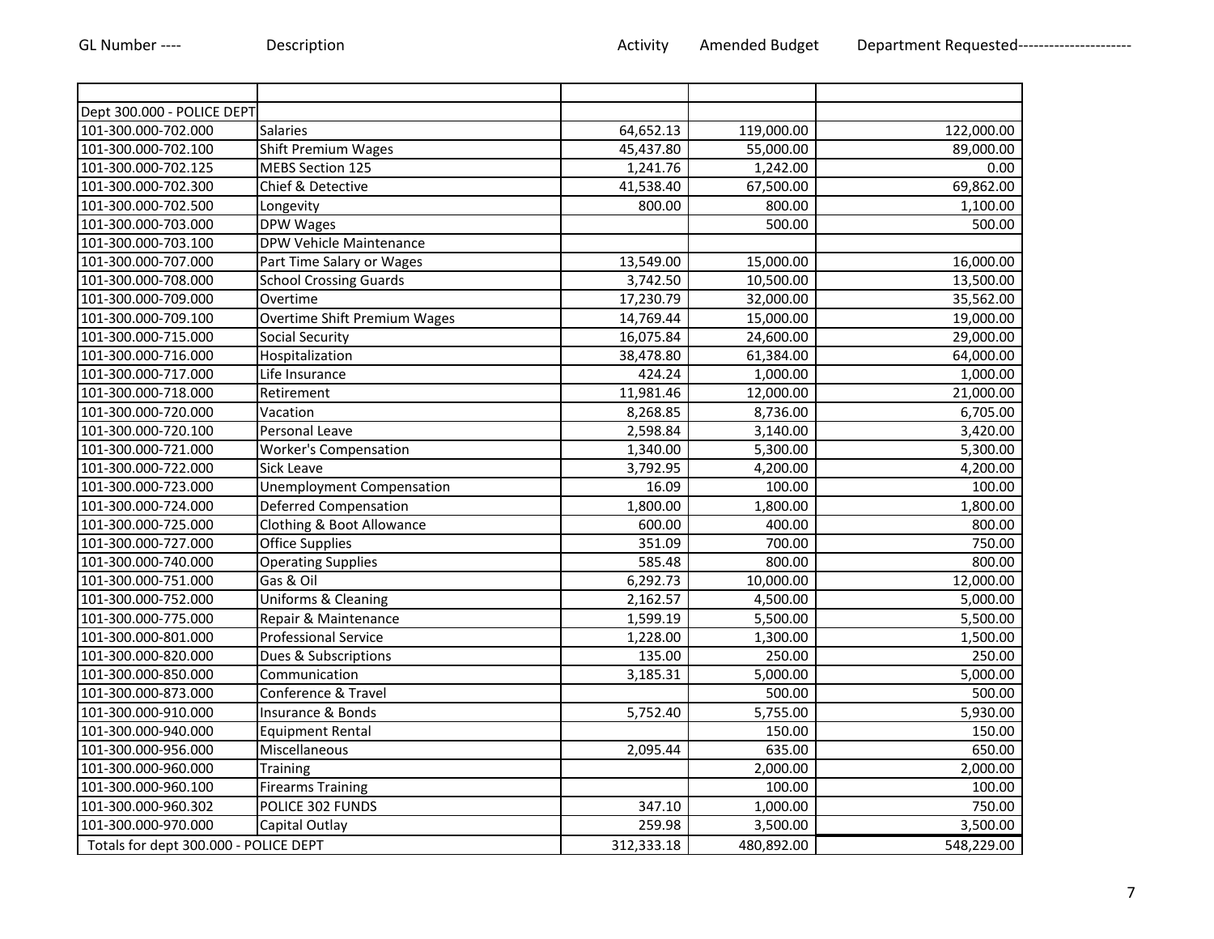| GL Number ---- | Description | Activity | Amended Budget | Department Requested---------------------- |
|---|---|---|---|---|
| | | | | |
| Dept 300.000 - POLICE DEPT | | | | |
| 101-300.000-702.000 | Salaries | 64,652.13 | 119,000.00 | 122,000.00 |
| 101-300.000-702.100 | Shift Premium Wages | 45,437.80 | 55,000.00 | 89,000.00 |
| 101-300.000-702.125 | MEBS Section 125 | 1,241.76 | 1,242.00 | 0.00 |
| 101-300.000-702.300 | Chief & Detective | 41,538.40 | 67,500.00 | 69,862.00 |
| 101-300.000-702.500 | Longevity | 800.00 | 800.00 | 1,100.00 |
| 101-300.000-703.000 | DPW Wages | | 500.00 | 500.00 |
| 101-300.000-703.100 | DPW Vehicle Maintenance | | | |
| 101-300.000-707.000 | Part Time Salary or Wages | 13,549.00 | 15,000.00 | 16,000.00 |
| 101-300.000-708.000 | School Crossing Guards | 3,742.50 | 10,500.00 | 13,500.00 |
| 101-300.000-709.000 | Overtime | 17,230.79 | 32,000.00 | 35,562.00 |
| 101-300.000-709.100 | Overtime Shift Premium Wages | 14,769.44 | 15,000.00 | 19,000.00 |
| 101-300.000-715.000 | Social Security | 16,075.84 | 24,600.00 | 29,000.00 |
| 101-300.000-716.000 | Hospitalization | 38,478.80 | 61,384.00 | 64,000.00 |
| 101-300.000-717.000 | Life Insurance | 424.24 | 1,000.00 | 1,000.00 |
| 101-300.000-718.000 | Retirement | 11,981.46 | 12,000.00 | 21,000.00 |
| 101-300.000-720.000 | Vacation | 8,268.85 | 8,736.00 | 6,705.00 |
| 101-300.000-720.100 | Personal Leave | 2,598.84 | 3,140.00 | 3,420.00 |
| 101-300.000-721.000 | Worker's Compensation | 1,340.00 | 5,300.00 | 5,300.00 |
| 101-300.000-722.000 | Sick Leave | 3,792.95 | 4,200.00 | 4,200.00 |
| 101-300.000-723.000 | Unemployment Compensation | 16.09 | 100.00 | 100.00 |
| 101-300.000-724.000 | Deferred Compensation | 1,800.00 | 1,800.00 | 1,800.00 |
| 101-300.000-725.000 | Clothing & Boot Allowance | 600.00 | 400.00 | 800.00 |
| 101-300.000-727.000 | Office Supplies | 351.09 | 700.00 | 750.00 |
| 101-300.000-740.000 | Operating Supplies | 585.48 | 800.00 | 800.00 |
| 101-300.000-751.000 | Gas & Oil | 6,292.73 | 10,000.00 | 12,000.00 |
| 101-300.000-752.000 | Uniforms & Cleaning | 2,162.57 | 4,500.00 | 5,000.00 |
| 101-300.000-775.000 | Repair & Maintenance | 1,599.19 | 5,500.00 | 5,500.00 |
| 101-300.000-801.000 | Professional Service | 1,228.00 | 1,300.00 | 1,500.00 |
| 101-300.000-820.000 | Dues & Subscriptions | 135.00 | 250.00 | 250.00 |
| 101-300.000-850.000 | Communication | 3,185.31 | 5,000.00 | 5,000.00 |
| 101-300.000-873.000 | Conference & Travel | | 500.00 | 500.00 |
| 101-300.000-910.000 | Insurance & Bonds | 5,752.40 | 5,755.00 | 5,930.00 |
| 101-300.000-940.000 | Equipment Rental | | 150.00 | 150.00 |
| 101-300.000-956.000 | Miscellaneous | 2,095.44 | 635.00 | 650.00 |
| 101-300.000-960.000 | Training | | 2,000.00 | 2,000.00 |
| 101-300.000-960.100 | Firearms Training | | 100.00 | 100.00 |
| 101-300.000-960.302 | POLICE 302 FUNDS | 347.10 | 1,000.00 | 750.00 |
| 101-300.000-970.000 | Capital Outlay | 259.98 | 3,500.00 | 3,500.00 |
| Totals for dept 300.000 - POLICE DEPT | | 312,333.18 | 480,892.00 | 548,229.00 |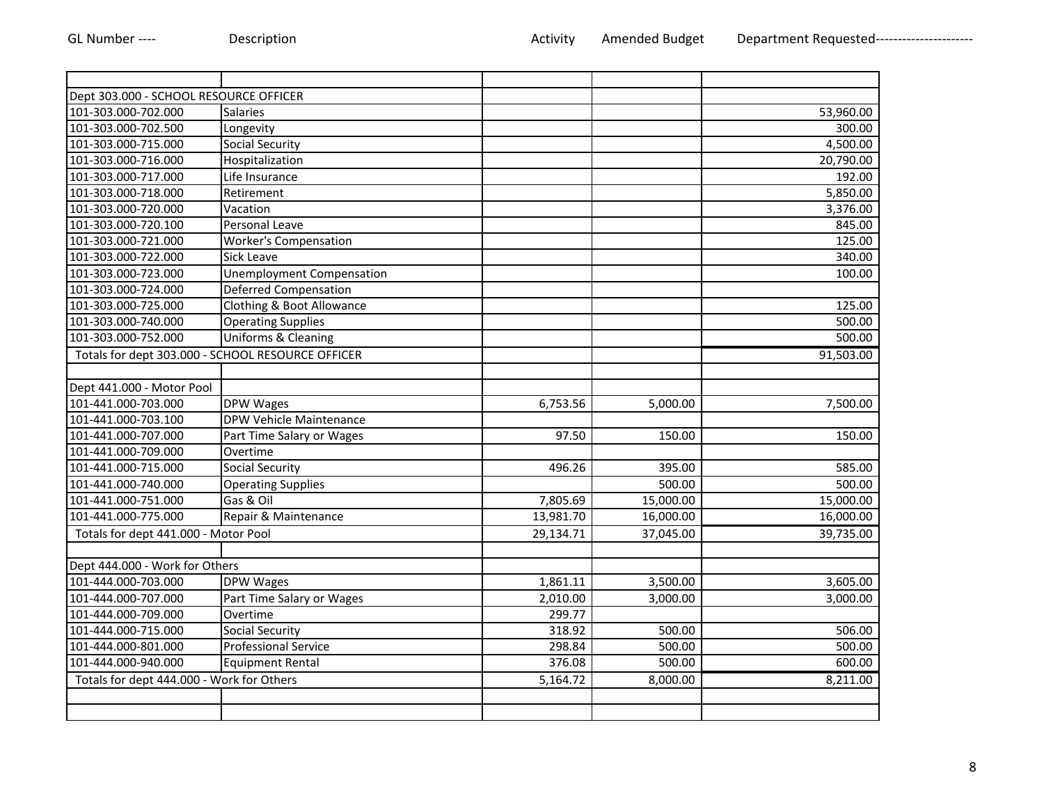| GL Number ---- | Description | Activity | Amended Budget | Department Requested--------------------- |
|---|---|---|---|---|
| | | | | |
| Dept 303.000 - SCHOOL RESOURCE OFFICER | | | | |
| 101-303.000-702.000 | Salaries | | | 53,960.00 |
| 101-303.000-702.500 | Longevity | | | 300.00 |
| 101-303.000-715.000 | Social Security | | | 4,500.00 |
| 101-303.000-716.000 | Hospitalization | | | 20,790.00 |
| 101-303.000-717.000 | Life Insurance | | | 192.00 |
| 101-303.000-718.000 | Retirement | | | 5,850.00 |
| 101-303.000-720.000 | Vacation | | | 3,376.00 |
| 101-303.000-720.100 | Personal Leave | | | 845.00 |
| 101-303.000-721.000 | Worker's Compensation | | | 125.00 |
| 101-303.000-722.000 | Sick Leave | | | 340.00 |
| 101-303.000-723.000 | Unemployment Compensation | | | 100.00 |
| 101-303.000-724.000 | Deferred Compensation | | | |
| 101-303.000-725.000 | Clothing & Boot Allowance | | | 125.00 |
| 101-303.000-740.000 | Operating Supplies | | | 500.00 |
| 101-303.000-752.000 | Uniforms & Cleaning | | | 500.00 |
| Totals for dept 303.000 - SCHOOL RESOURCE OFFICER | | | | 91,503.00 |
| | | | | |
| Dept 441.000 - Motor Pool | | | | |
| 101-441.000-703.000 | DPW Wages | 6,753.56 | 5,000.00 | 7,500.00 |
| 101-441.000-703.100 | DPW Vehicle Maintenance | | | |
| 101-441.000-707.000 | Part Time Salary or Wages | 97.50 | 150.00 | 150.00 |
| 101-441.000-709.000 | Overtime | | | |
| 101-441.000-715.000 | Social Security | 496.26 | 395.00 | 585.00 |
| 101-441.000-740.000 | Operating Supplies | | 500.00 | 500.00 |
| 101-441.000-751.000 | Gas & Oil | 7,805.69 | 15,000.00 | 15,000.00 |
| 101-441.000-775.000 | Repair & Maintenance | 13,981.70 | 16,000.00 | 16,000.00 |
| Totals for dept 441.000 - Motor Pool | | 29,134.71 | 37,045.00 | 39,735.00 |
| | | | | |
| Dept 444.000 - Work for Others | | | | |
| 101-444.000-703.000 | DPW Wages | 1,861.11 | 3,500.00 | 3,605.00 |
| 101-444.000-707.000 | Part Time Salary or Wages | 2,010.00 | 3,000.00 | 3,000.00 |
| 101-444.000-709.000 | Overtime | 299.77 | | |
| 101-444.000-715.000 | Social Security | 318.92 | 500.00 | 506.00 |
| 101-444.000-801.000 | Professional Service | 298.84 | 500.00 | 500.00 |
| 101-444.000-940.000 | Equipment Rental | 376.08 | 500.00 | 600.00 |
| Totals for dept 444.000 - Work for Others | | 5,164.72 | 8,000.00 | 8,211.00 |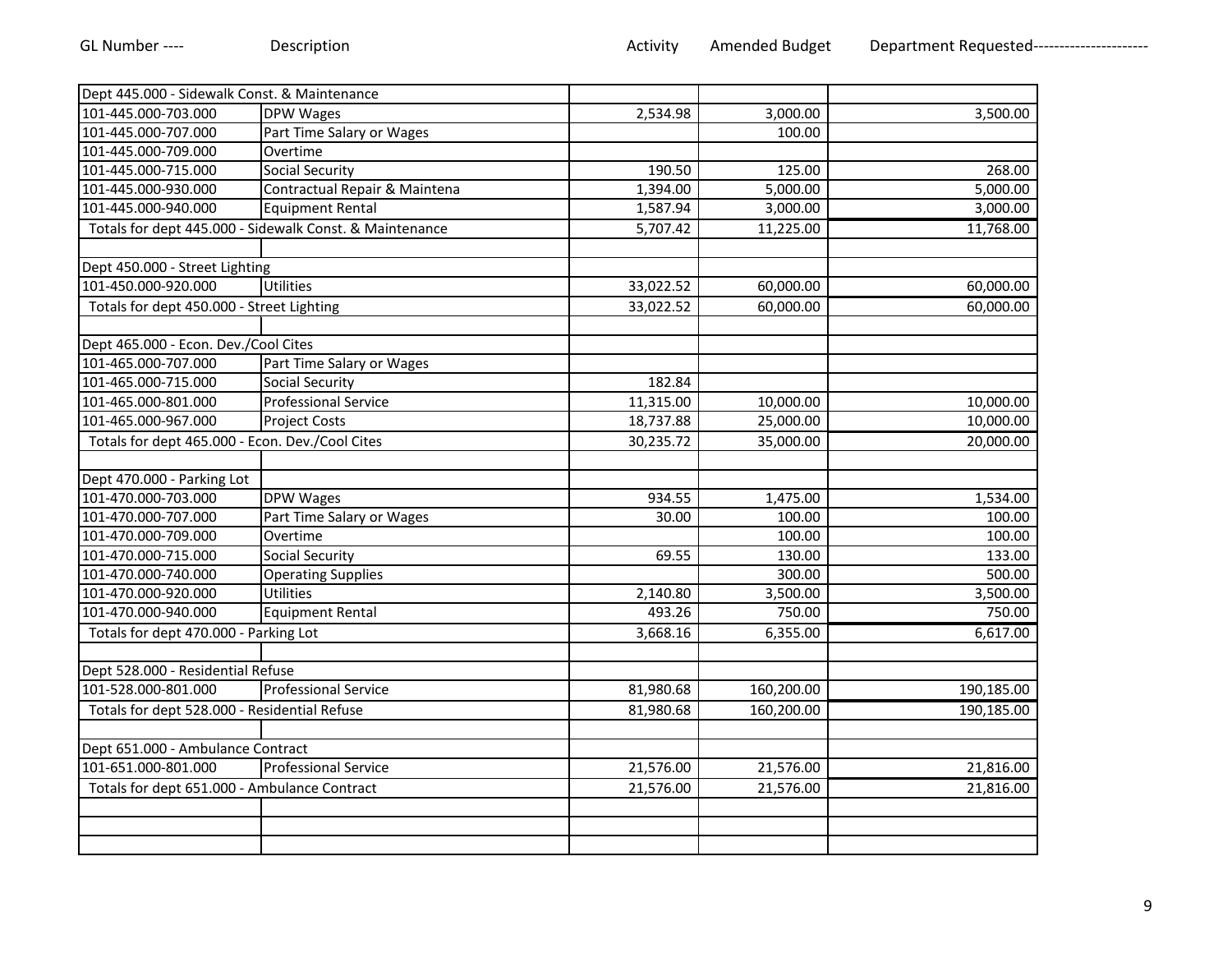| GL Number ---- | Description | Activity | Amended Budget | Department Requested---------------------- |
|---|---|---|---|---|
| Dept 445.000 - Sidewalk Const. & Maintenance | | | | |
| 101-445.000-703.000 | DPW Wages | 2,534.98 | 3,000.00 | 3,500.00 |
| 101-445.000-707.000 | Part Time Salary or Wages | | 100.00 | |
| 101-445.000-709.000 | Overtime | | | |
| 101-445.000-715.000 | Social Security | 190.50 | 125.00 | 268.00 |
| 101-445.000-930.000 | Contractual Repair & Maintena | 1,394.00 | 5,000.00 | 5,000.00 |
| 101-445.000-940.000 | Equipment Rental | 1,587.94 | 3,000.00 | 3,000.00 |
| Totals for dept 445.000 - Sidewalk Const. & Maintenance | | 5,707.42 | 11,225.00 | 11,768.00 |
| | | | | |
| Dept 450.000 - Street Lighting | | | | |
| 101-450.000-920.000 | Utilities | 33,022.52 | 60,000.00 | 60,000.00 |
| Totals for dept 450.000 - Street Lighting | | 33,022.52 | 60,000.00 | 60,000.00 |
| | | | | |
| Dept 465.000 - Econ. Dev./Cool Cites | | | | |
| 101-465.000-707.000 | Part Time Salary or Wages | | | |
| 101-465.000-715.000 | Social Security | 182.84 | | |
| 101-465.000-801.000 | Professional Service | 11,315.00 | 10,000.00 | 10,000.00 |
| 101-465.000-967.000 | Project Costs | 18,737.88 | 25,000.00 | 10,000.00 |
| Totals for dept 465.000 - Econ. Dev./Cool Cites | | 30,235.72 | 35,000.00 | 20,000.00 |
| | | | | |
| Dept 470.000 - Parking Lot | | | | |
| 101-470.000-703.000 | DPW Wages | 934.55 | 1,475.00 | 1,534.00 |
| 101-470.000-707.000 | Part Time Salary or Wages | 30.00 | 100.00 | 100.00 |
| 101-470.000-709.000 | Overtime | | 100.00 | 100.00 |
| 101-470.000-715.000 | Social Security | 69.55 | 130.00 | 133.00 |
| 101-470.000-740.000 | Operating Supplies | | 300.00 | 500.00 |
| 101-470.000-920.000 | Utilities | 2,140.80 | 3,500.00 | 3,500.00 |
| 101-470.000-940.000 | Equipment Rental | 493.26 | 750.00 | 750.00 |
| Totals for dept 470.000 - Parking Lot | | 3,668.16 | 6,355.00 | 6,617.00 |
| | | | | |
| Dept 528.000 - Residential Refuse | | | | |
| 101-528.000-801.000 | Professional Service | 81,980.68 | 160,200.00 | 190,185.00 |
| Totals for dept 528.000 - Residential Refuse | | 81,980.68 | 160,200.00 | 190,185.00 |
| | | | | |
| Dept 651.000 - Ambulance Contract | | | | |
| 101-651.000-801.000 | Professional Service | 21,576.00 | 21,576.00 | 21,816.00 |
| Totals for dept 651.000 - Ambulance Contract | | 21,576.00 | 21,576.00 | 21,816.00 |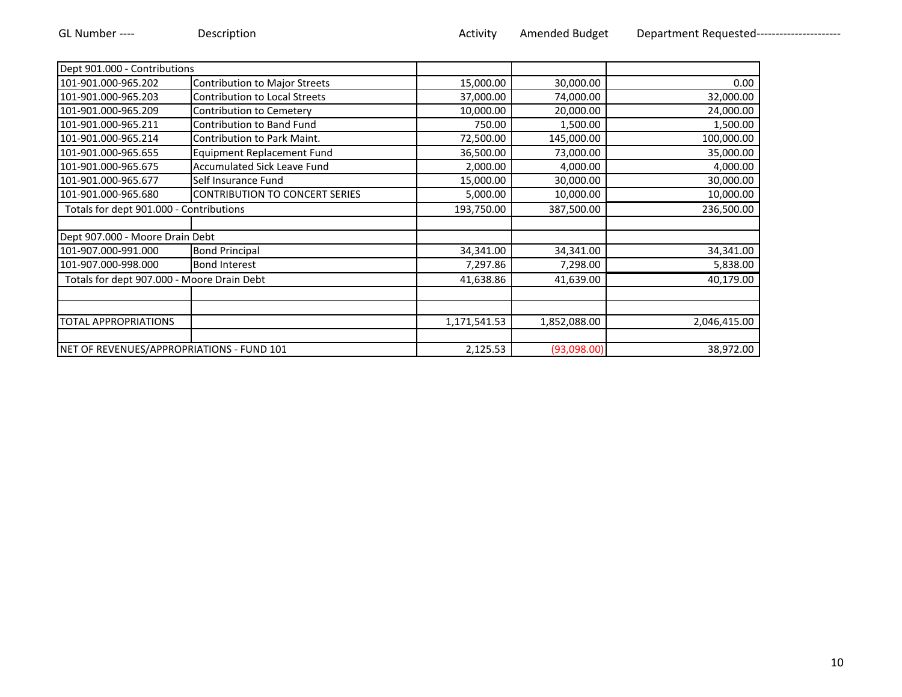| GL Number ---- | Description | Activity | Amended Budget | Department Requested--------------------- |
|---|---|---|---|---|
| Dept 901.000 - Contributions | | | | |
| 101-901.000-965.202 | Contribution to Major Streets | 15,000.00 | 30,000.00 | 0.00 |
| 101-901.000-965.203 | Contribution to Local Streets | 37,000.00 | 74,000.00 | 32,000.00 |
| 101-901.000-965.209 | Contribution to Cemetery | 10,000.00 | 20,000.00 | 24,000.00 |
| 101-901.000-965.211 | Contribution to Band Fund | 750.00 | 1,500.00 | 1,500.00 |
| 101-901.000-965.214 | Contribution to Park Maint. | 72,500.00 | 145,000.00 | 100,000.00 |
| 101-901.000-965.655 | Equipment Replacement Fund | 36,500.00 | 73,000.00 | 35,000.00 |
| 101-901.000-965.675 | Accumulated Sick Leave Fund | 2,000.00 | 4,000.00 | 4,000.00 |
| 101-901.000-965.677 | Self Insurance Fund | 15,000.00 | 30,000.00 | 30,000.00 |
| 101-901.000-965.680 | CONTRIBUTION TO CONCERT SERIES | 5,000.00 | 10,000.00 | 10,000.00 |
| Totals for dept 901.000 - Contributions | | 193,750.00 | 387,500.00 | 236,500.00 |
| | | | | |
| Dept 907.000 - Moore Drain Debt | | | | |
| 101-907.000-991.000 | Bond Principal | 34,341.00 | 34,341.00 | 34,341.00 |
| 101-907.000-998.000 | Bond Interest | 7,297.86 | 7,298.00 | 5,838.00 |
| Totals for dept 907.000 - Moore Drain Debt | | 41,638.86 | 41,639.00 | 40,179.00 |
| | | | | |
| | | | | |
| TOTAL APPROPRIATIONS | | 1,171,541.53 | 1,852,088.00 | 2,046,415.00 |
| | | | | |
| NET OF REVENUES/APPROPRIATIONS - FUND 101 | | 2,125.53 | (93,098.00) | 38,972.00 |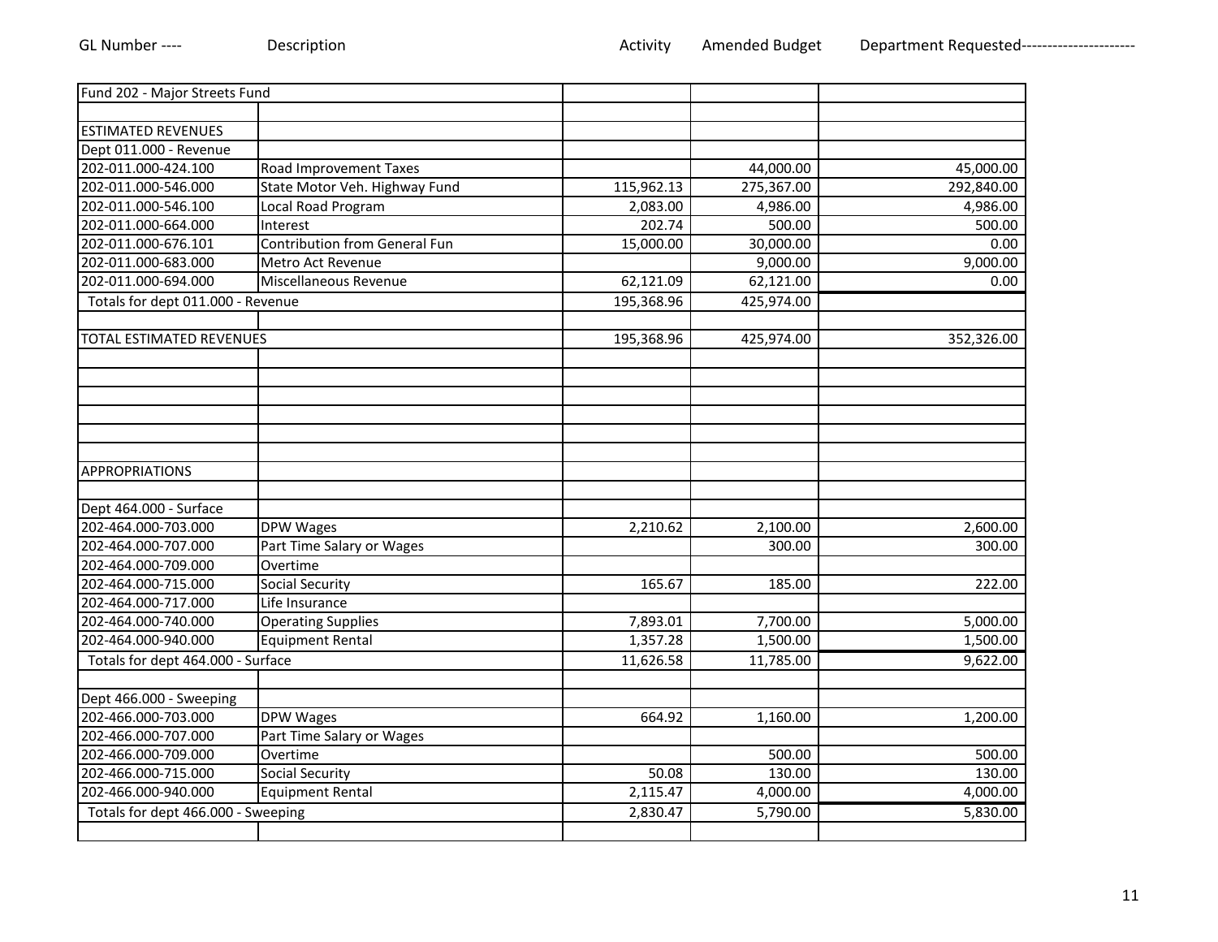| GL Number ---- | Description | Activity | Amended Budget | Department Requested--------------------- |
|---|---|---|---|---|
| Fund 202 - Major Streets Fund | | | | |
| | | | | |
| ESTIMATED REVENUES | | | | |
| Dept 011.000 - Revenue | | | | |
| 202-011.000-424.100 | Road Improvement Taxes | | 44,000.00 | 45,000.00 |
| 202-011.000-546.000 | State Motor Veh. Highway Fund | 115,962.13 | 275,367.00 | 292,840.00 |
| 202-011.000-546.100 | Local Road Program | 2,083.00 | 4,986.00 | 4,986.00 |
| 202-011.000-664.000 | Interest | 202.74 | 500.00 | 500.00 |
| 202-011.000-676.101 | Contribution from General Fun | 15,000.00 | 30,000.00 | 0.00 |
| 202-011.000-683.000 | Metro Act Revenue | | 9,000.00 | 9,000.00 |
| 202-011.000-694.000 | Miscellaneous Revenue | 62,121.09 | 62,121.00 | 0.00 |
| Totals for dept 011.000 - Revenue | | 195,368.96 | 425,974.00 | |
| | | | | |
| TOTAL ESTIMATED REVENUES | | 195,368.96 | 425,974.00 | 352,326.00 |
| | | | | |
| | | | | |
| | | | | |
| | | | | |
| | | | | |
| | | | | |
| APPROPRIATIONS | | | | |
| | | | | |
| Dept 464.000 - Surface | | | | |
| 202-464.000-703.000 | DPW Wages | 2,210.62 | 2,100.00 | 2,600.00 |
| 202-464.000-707.000 | Part Time Salary or Wages | | 300.00 | 300.00 |
| 202-464.000-709.000 | Overtime | | | |
| 202-464.000-715.000 | Social Security | 165.67 | 185.00 | 222.00 |
| 202-464.000-717.000 | Life Insurance | | | |
| 202-464.000-740.000 | Operating Supplies | 7,893.01 | 7,700.00 | 5,000.00 |
| 202-464.000-940.000 | Equipment Rental | 1,357.28 | 1,500.00 | 1,500.00 |
| Totals for dept 464.000 - Surface | | 11,626.58 | 11,785.00 | 9,622.00 |
| | | | | |
| Dept 466.000 - Sweeping | | | | |
| 202-466.000-703.000 | DPW Wages | 664.92 | 1,160.00 | 1,200.00 |
| 202-466.000-707.000 | Part Time Salary or Wages | | | |
| 202-466.000-709.000 | Overtime | | 500.00 | 500.00 |
| 202-466.000-715.000 | Social Security | 50.08 | 130.00 | 130.00 |
| 202-466.000-940.000 | Equipment Rental | 2,115.47 | 4,000.00 | 4,000.00 |
| Totals for dept 466.000 - Sweeping | | 2,830.47 | 5,790.00 | 5,830.00 |
| | | | | |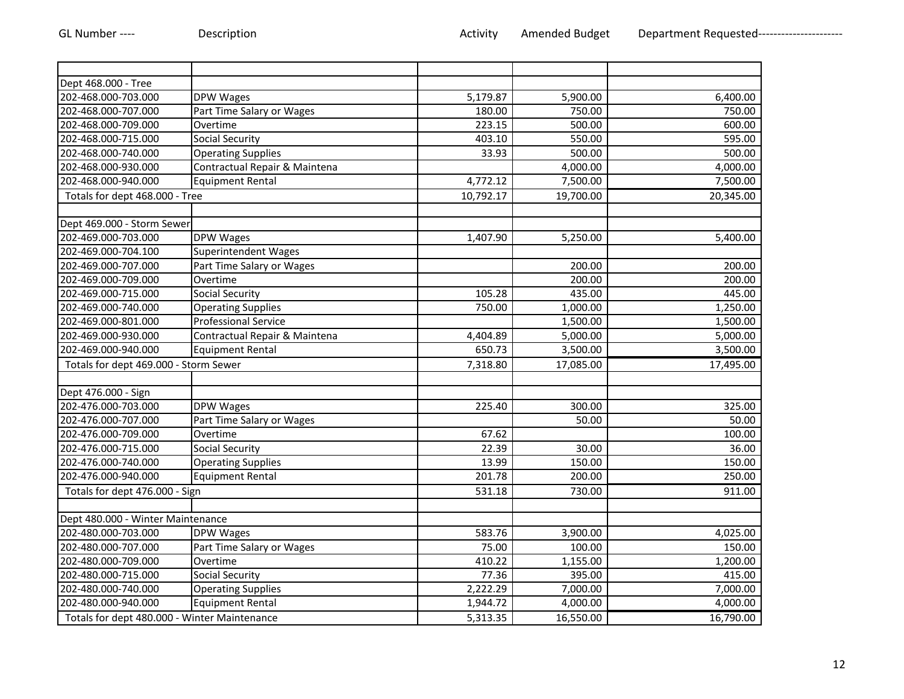| GL Number ---- | Description | Activity | Amended Budget | Department Requested---------------------- |
|---|---|---|---|---|
| | | | | |
| Dept 468.000 - Tree | | | | |
| 202-468.000-703.000 | DPW Wages | 5,179.87 | 5,900.00 | 6,400.00 |
| 202-468.000-707.000 | Part Time Salary or Wages | 180.00 | 750.00 | 750.00 |
| 202-468.000-709.000 | Overtime | 223.15 | 500.00 | 600.00 |
| 202-468.000-715.000 | Social Security | 403.10 | 550.00 | 595.00 |
| 202-468.000-740.000 | Operating Supplies | 33.93 | 500.00 | 500.00 |
| 202-468.000-930.000 | Contractual Repair & Maintena | | 4,000.00 | 4,000.00 |
| 202-468.000-940.000 | Equipment Rental | 4,772.12 | 7,500.00 | 7,500.00 |
| Totals for dept 468.000 - Tree | | 10,792.17 | 19,700.00 | 20,345.00 |
| | | | | |
| Dept 469.000 - Storm Sewer | | | | |
| 202-469.000-703.000 | DPW Wages | 1,407.90 | 5,250.00 | 5,400.00 |
| 202-469.000-704.100 | Superintendent Wages | | | |
| 202-469.000-707.000 | Part Time Salary or Wages | | 200.00 | 200.00 |
| 202-469.000-709.000 | Overtime | | 200.00 | 200.00 |
| 202-469.000-715.000 | Social Security | 105.28 | 435.00 | 445.00 |
| 202-469.000-740.000 | Operating Supplies | 750.00 | 1,000.00 | 1,250.00 |
| 202-469.000-801.000 | Professional Service | | 1,500.00 | 1,500.00 |
| 202-469.000-930.000 | Contractual Repair & Maintena | 4,404.89 | 5,000.00 | 5,000.00 |
| 202-469.000-940.000 | Equipment Rental | 650.73 | 3,500.00 | 3,500.00 |
| Totals for dept 469.000 - Storm Sewer | | 7,318.80 | 17,085.00 | 17,495.00 |
| | | | | |
| Dept 476.000 - Sign | | | | |
| 202-476.000-703.000 | DPW Wages | 225.40 | 300.00 | 325.00 |
| 202-476.000-707.000 | Part Time Salary or Wages | | 50.00 | 50.00 |
| 202-476.000-709.000 | Overtime | 67.62 | | 100.00 |
| 202-476.000-715.000 | Social Security | 22.39 | 30.00 | 36.00 |
| 202-476.000-740.000 | Operating Supplies | 13.99 | 150.00 | 150.00 |
| 202-476.000-940.000 | Equipment Rental | 201.78 | 200.00 | 250.00 |
| Totals for dept 476.000 - Sign | | 531.18 | 730.00 | 911.00 |
| | | | | |
| Dept 480.000 - Winter Maintenance | | | | |
| 202-480.000-703.000 | DPW Wages | 583.76 | 3,900.00 | 4,025.00 |
| 202-480.000-707.000 | Part Time Salary or Wages | 75.00 | 100.00 | 150.00 |
| 202-480.000-709.000 | Overtime | 410.22 | 1,155.00 | 1,200.00 |
| 202-480.000-715.000 | Social Security | 77.36 | 395.00 | 415.00 |
| 202-480.000-740.000 | Operating Supplies | 2,222.29 | 7,000.00 | 7,000.00 |
| 202-480.000-940.000 | Equipment Rental | 1,944.72 | 4,000.00 | 4,000.00 |
| Totals for dept 480.000 - Winter Maintenance | | 5,313.35 | 16,550.00 | 16,790.00 |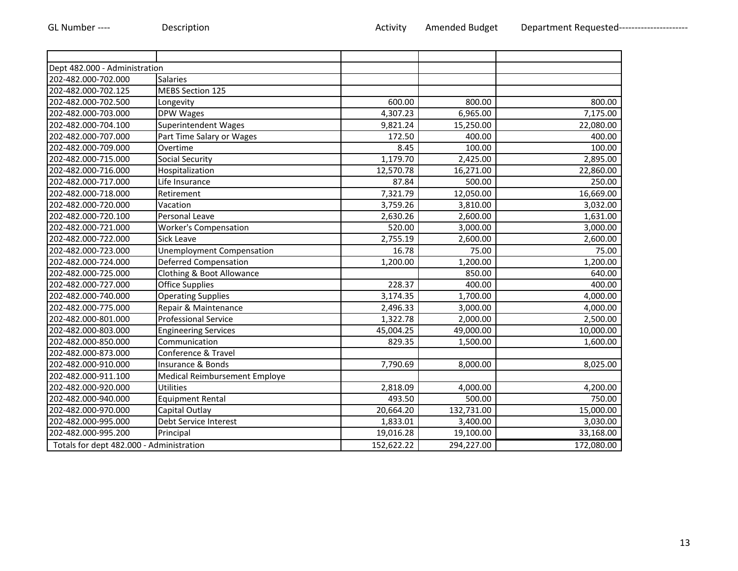| GL Number ---- | Description | Activity | Amended Budget | Department Requested---------------------- |
|---|---|---|---|---|
| | | | | |
| Dept 482.000 - Administration | | | | |
| 202-482.000-702.000 | Salaries | | | |
| 202-482.000-702.125 | MEBS Section 125 | | | |
| 202-482.000-702.500 | Longevity | 600.00 | 800.00 | 800.00 |
| 202-482.000-703.000 | DPW Wages | 4,307.23 | 6,965.00 | 7,175.00 |
| 202-482.000-704.100 | Superintendent Wages | 9,821.24 | 15,250.00 | 22,080.00 |
| 202-482.000-707.000 | Part Time Salary or Wages | 172.50 | 400.00 | 400.00 |
| 202-482.000-709.000 | Overtime | 8.45 | 100.00 | 100.00 |
| 202-482.000-715.000 | Social Security | 1,179.70 | 2,425.00 | 2,895.00 |
| 202-482.000-716.000 | Hospitalization | 12,570.78 | 16,271.00 | 22,860.00 |
| 202-482.000-717.000 | Life Insurance | 87.84 | 500.00 | 250.00 |
| 202-482.000-718.000 | Retirement | 7,321.79 | 12,050.00 | 16,669.00 |
| 202-482.000-720.000 | Vacation | 3,759.26 | 3,810.00 | 3,032.00 |
| 202-482.000-720.100 | Personal Leave | 2,630.26 | 2,600.00 | 1,631.00 |
| 202-482.000-721.000 | Worker's Compensation | 520.00 | 3,000.00 | 3,000.00 |
| 202-482.000-722.000 | Sick Leave | 2,755.19 | 2,600.00 | 2,600.00 |
| 202-482.000-723.000 | Unemployment Compensation | 16.78 | 75.00 | 75.00 |
| 202-482.000-724.000 | Deferred Compensation | 1,200.00 | 1,200.00 | 1,200.00 |
| 202-482.000-725.000 | Clothing & Boot Allowance | | 850.00 | 640.00 |
| 202-482.000-727.000 | Office Supplies | 228.37 | 400.00 | 400.00 |
| 202-482.000-740.000 | Operating Supplies | 3,174.35 | 1,700.00 | 4,000.00 |
| 202-482.000-775.000 | Repair & Maintenance | 2,496.33 | 3,000.00 | 4,000.00 |
| 202-482.000-801.000 | Professional Service | 1,322.78 | 2,000.00 | 2,500.00 |
| 202-482.000-803.000 | Engineering Services | 45,004.25 | 49,000.00 | 10,000.00 |
| 202-482.000-850.000 | Communication | 829.35 | 1,500.00 | 1,600.00 |
| 202-482.000-873.000 | Conference & Travel | | | |
| 202-482.000-910.000 | Insurance & Bonds | 7,790.69 | 8,000.00 | 8,025.00 |
| 202-482.000-911.100 | Medical Reimbursement Employe | | | |
| 202-482.000-920.000 | Utilities | 2,818.09 | 4,000.00 | 4,200.00 |
| 202-482.000-940.000 | Equipment Rental | 493.50 | 500.00 | 750.00 |
| 202-482.000-970.000 | Capital Outlay | 20,664.20 | 132,731.00 | 15,000.00 |
| 202-482.000-995.000 | Debt Service Interest | 1,833.01 | 3,400.00 | 3,030.00 |
| 202-482.000-995.200 | Principal | 19,016.28 | 19,100.00 | 33,168.00 |
| Totals for dept 482.000 - Administration | | 152,622.22 | 294,227.00 | 172,080.00 |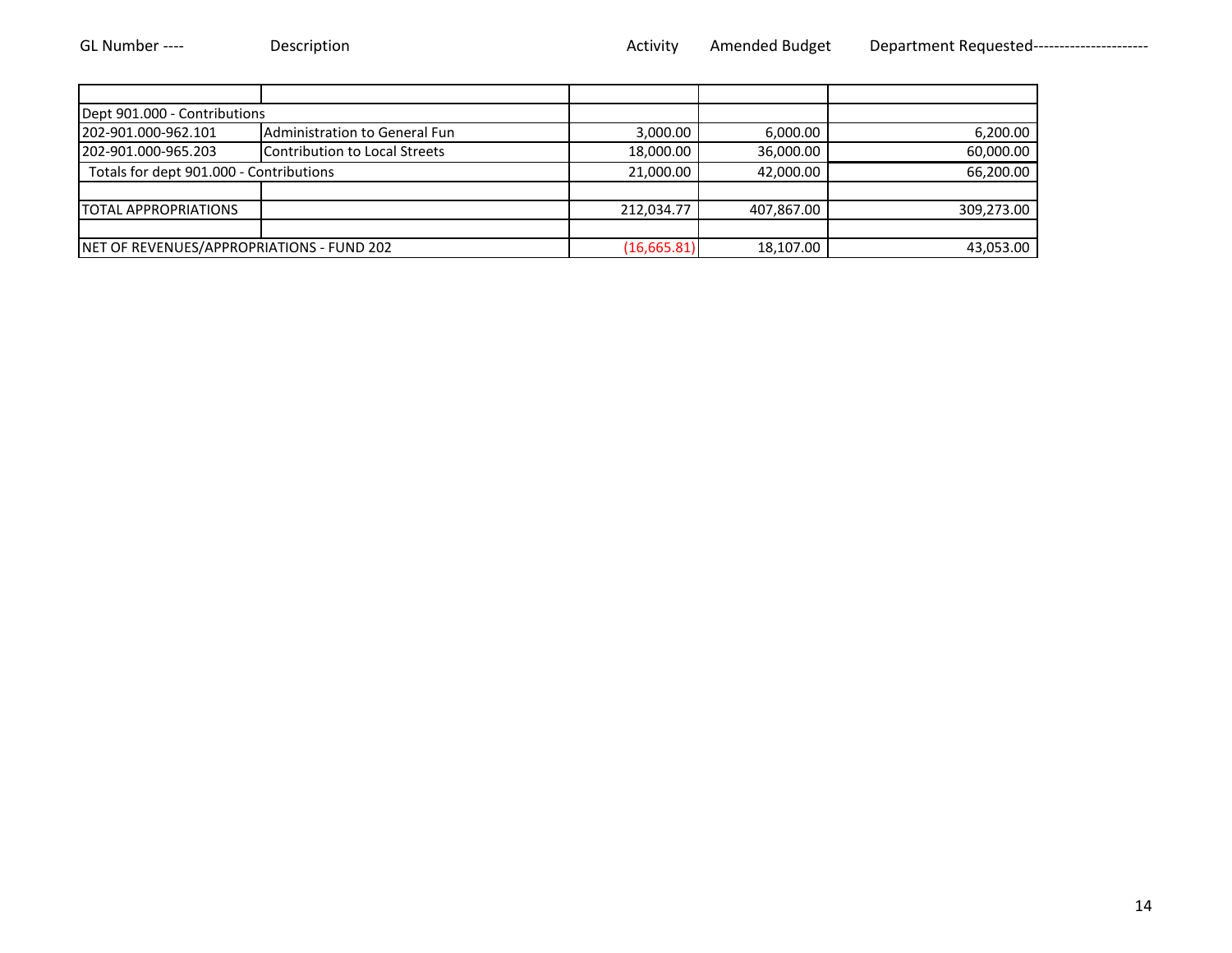| GL Number ---- | Description | Activity | Amended Budget | Department Requested--------------------- |
|---|---|---|---|---|
| | | | | |
| Dept 901.000 - Contributions | | | | |
| 202-901.000-962.101 | Administration to General Fun | 3,000.00 | 6,000.00 | 6,200.00 |
| 202-901.000-965.203 | Contribution to Local Streets | 18,000.00 | 36,000.00 | 60,000.00 |
| Totals for dept 901.000 - Contributions | | 21,000.00 | 42,000.00 | 66,200.00 |
| | | | | |
| TOTAL APPROPRIATIONS | | 212,034.77 | 407,867.00 | 309,273.00 |
| | | | | |
| NET OF REVENUES/APPROPRIATIONS - FUND 202 | | (16,665.81) | 18,107.00 | 43,053.00 |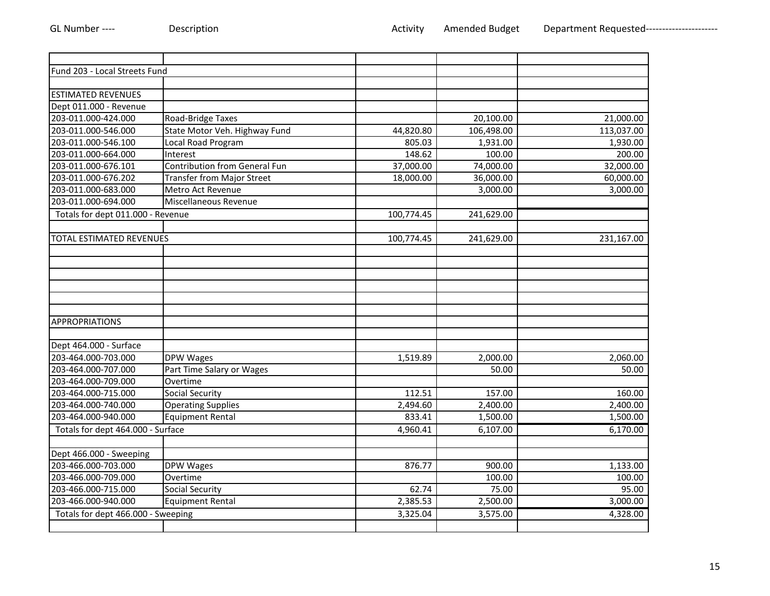| GL Number ---- | Description | Activity | Amended Budget | Department Requested---------------------- |
|---|---|---|---|---|
| | | | | |
| Fund 203 - Local Streets Fund | | | | |
| | | | | |
| ESTIMATED REVENUES | | | | |
| Dept 011.000 - Revenue | | | | |
| 203-011.000-424.000 | Road-Bridge Taxes | | 20,100.00 | 21,000.00 |
| 203-011.000-546.000 | State Motor Veh. Highway Fund | 44,820.80 | 106,498.00 | 113,037.00 |
| 203-011.000-546.100 | Local Road Program | 805.03 | 1,931.00 | 1,930.00 |
| 203-011.000-664.000 | Interest | 148.62 | 100.00 | 200.00 |
| 203-011.000-676.101 | Contribution from General Fun | 37,000.00 | 74,000.00 | 32,000.00 |
| 203-011.000-676.202 | Transfer from Major Street | 18,000.00 | 36,000.00 | 60,000.00 |
| 203-011.000-683.000 | Metro Act Revenue | | 3,000.00 | 3,000.00 |
| 203-011.000-694.000 | Miscellaneous Revenue | | | |
| Totals for dept 011.000 - Revenue | | 100,774.45 | 241,629.00 | |
| | | | | |
| TOTAL ESTIMATED REVENUES | | 100,774.45 | 241,629.00 | 231,167.00 |
| | | | | |
| | | | | |
| | | | | |
| | | | | |
| | | | | |
| | | | | |
| APPROPRIATIONS | | | | |
| | | | | |
| Dept 464.000 - Surface | | | | |
| 203-464.000-703.000 | DPW Wages | 1,519.89 | 2,000.00 | 2,060.00 |
| 203-464.000-707.000 | Part Time Salary or Wages | | 50.00 | 50.00 |
| 203-464.000-709.000 | Overtime | | | |
| 203-464.000-715.000 | Social Security | 112.51 | 157.00 | 160.00 |
| 203-464.000-740.000 | Operating Supplies | 2,494.60 | 2,400.00 | 2,400.00 |
| 203-464.000-940.000 | Equipment Rental | 833.41 | 1,500.00 | 1,500.00 |
| Totals for dept 464.000 - Surface | | 4,960.41 | 6,107.00 | 6,170.00 |
| | | | | |
| Dept 466.000 - Sweeping | | | | |
| 203-466.000-703.000 | DPW Wages | 876.77 | 900.00 | 1,133.00 |
| 203-466.000-709.000 | Overtime | | 100.00 | 100.00 |
| 203-466.000-715.000 | Social Security | 62.74 | 75.00 | 95.00 |
| 203-466.000-940.000 | Equipment Rental | 2,385.53 | 2,500.00 | 3,000.00 |
| Totals for dept 466.000 - Sweeping | | 3,325.04 | 3,575.00 | 4,328.00 |
| | | | | |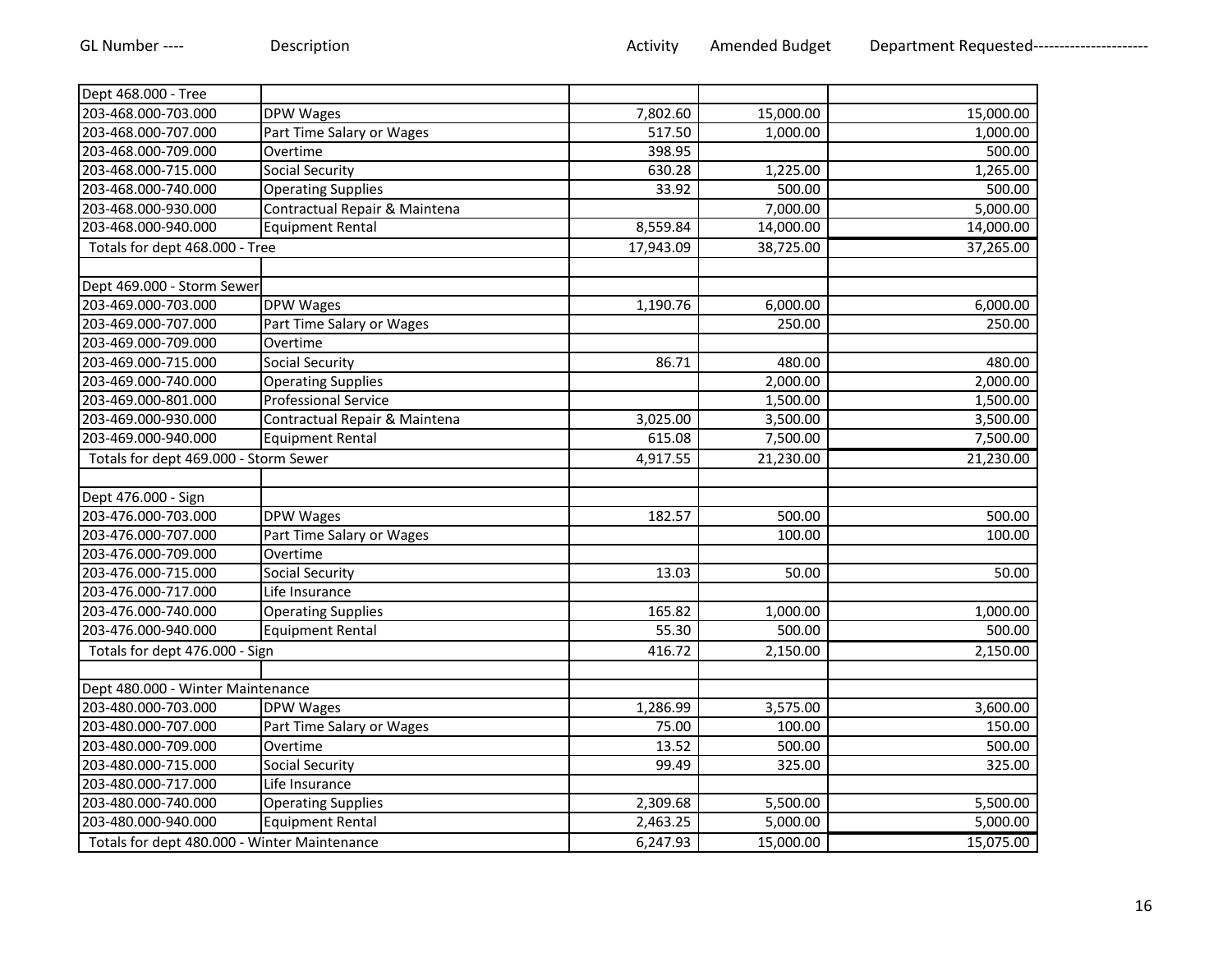| GL Number ---- | Description | Activity | Amended Budget | Department Requested---------------------- |
|---|---|---|---|---|
| Dept 468.000 - Tree | | | | |
| 203-468.000-703.000 | DPW Wages | 7,802.60 | 15,000.00 | 15,000.00 |
| 203-468.000-707.000 | Part Time Salary or Wages | 517.50 | 1,000.00 | 1,000.00 |
| 203-468.000-709.000 | Overtime | 398.95 | | 500.00 |
| 203-468.000-715.000 | Social Security | 630.28 | 1,225.00 | 1,265.00 |
| 203-468.000-740.000 | Operating Supplies | 33.92 | 500.00 | 500.00 |
| 203-468.000-930.000 | Contractual Repair & Maintena | | 7,000.00 | 5,000.00 |
| 203-468.000-940.000 | Equipment Rental | 8,559.84 | 14,000.00 | 14,000.00 |
| Totals for dept 468.000 - Tree | | 17,943.09 | 38,725.00 | 37,265.00 |
| | | | | |
| Dept 469.000 - Storm Sewer | | | | |
| 203-469.000-703.000 | DPW Wages | 1,190.76 | 6,000.00 | 6,000.00 |
| 203-469.000-707.000 | Part Time Salary or Wages | | 250.00 | 250.00 |
| 203-469.000-709.000 | Overtime | | | |
| 203-469.000-715.000 | Social Security | 86.71 | 480.00 | 480.00 |
| 203-469.000-740.000 | Operating Supplies | | 2,000.00 | 2,000.00 |
| 203-469.000-801.000 | Professional Service | | 1,500.00 | 1,500.00 |
| 203-469.000-930.000 | Contractual Repair & Maintena | 3,025.00 | 3,500.00 | 3,500.00 |
| 203-469.000-940.000 | Equipment Rental | 615.08 | 7,500.00 | 7,500.00 |
| Totals for dept 469.000 - Storm Sewer | | 4,917.55 | 21,230.00 | 21,230.00 |
| | | | | |
| Dept 476.000 - Sign | | | | |
| 203-476.000-703.000 | DPW Wages | 182.57 | 500.00 | 500.00 |
| 203-476.000-707.000 | Part Time Salary or Wages | | 100.00 | 100.00 |
| 203-476.000-709.000 | Overtime | | | |
| 203-476.000-715.000 | Social Security | 13.03 | 50.00 | 50.00 |
| 203-476.000-717.000 | Life Insurance | | | |
| 203-476.000-740.000 | Operating Supplies | 165.82 | 1,000.00 | 1,000.00 |
| 203-476.000-940.000 | Equipment Rental | 55.30 | 500.00 | 500.00 |
| Totals for dept 476.000 - Sign | | 416.72 | 2,150.00 | 2,150.00 |
| | | | | |
| Dept 480.000 - Winter Maintenance | | | | |
| 203-480.000-703.000 | DPW Wages | 1,286.99 | 3,575.00 | 3,600.00 |
| 203-480.000-707.000 | Part Time Salary or Wages | 75.00 | 100.00 | 150.00 |
| 203-480.000-709.000 | Overtime | 13.52 | 500.00 | 500.00 |
| 203-480.000-715.000 | Social Security | 99.49 | 325.00 | 325.00 |
| 203-480.000-717.000 | Life Insurance | | | |
| 203-480.000-740.000 | Operating Supplies | 2,309.68 | 5,500.00 | 5,500.00 |
| 203-480.000-940.000 | Equipment Rental | 2,463.25 | 5,000.00 | 5,000.00 |
| Totals for dept 480.000 - Winter Maintenance | | 6,247.93 | 15,000.00 | 15,075.00 |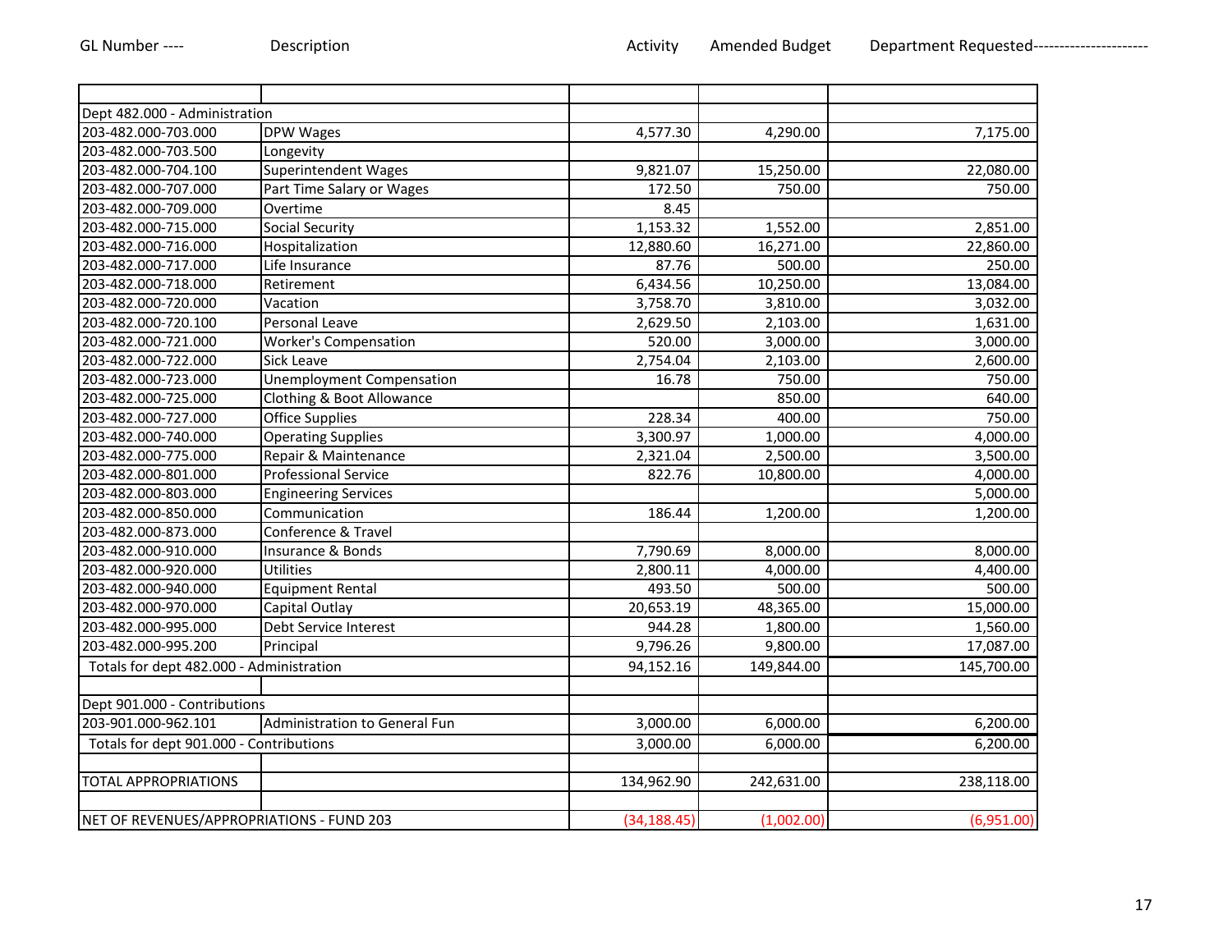| GL Number ---- | Description | Activity | Amended Budget | Department Requested--------------------- |
|---|---|---|---|---|
| | | | | |
| Dept 482.000 - Administration | | | | |
| 203-482.000-703.000 | DPW Wages | 4,577.30 | 4,290.00 | 7,175.00 |
| 203-482.000-703.500 | Longevity | | | |
| 203-482.000-704.100 | Superintendent Wages | 9,821.07 | 15,250.00 | 22,080.00 |
| 203-482.000-707.000 | Part Time Salary or Wages | 172.50 | 750.00 | 750.00 |
| 203-482.000-709.000 | Overtime | 8.45 | | |
| 203-482.000-715.000 | Social Security | 1,153.32 | 1,552.00 | 2,851.00 |
| 203-482.000-716.000 | Hospitalization | 12,880.60 | 16,271.00 | 22,860.00 |
| 203-482.000-717.000 | Life Insurance | 87.76 | 500.00 | 250.00 |
| 203-482.000-718.000 | Retirement | 6,434.56 | 10,250.00 | 13,084.00 |
| 203-482.000-720.000 | Vacation | 3,758.70 | 3,810.00 | 3,032.00 |
| 203-482.000-720.100 | Personal Leave | 2,629.50 | 2,103.00 | 1,631.00 |
| 203-482.000-721.000 | Worker's Compensation | 520.00 | 3,000.00 | 3,000.00 |
| 203-482.000-722.000 | Sick Leave | 2,754.04 | 2,103.00 | 2,600.00 |
| 203-482.000-723.000 | Unemployment Compensation | 16.78 | 750.00 | 750.00 |
| 203-482.000-725.000 | Clothing & Boot Allowance | | 850.00 | 640.00 |
| 203-482.000-727.000 | Office Supplies | 228.34 | 400.00 | 750.00 |
| 203-482.000-740.000 | Operating Supplies | 3,300.97 | 1,000.00 | 4,000.00 |
| 203-482.000-775.000 | Repair & Maintenance | 2,321.04 | 2,500.00 | 3,500.00 |
| 203-482.000-801.000 | Professional Service | 822.76 | 10,800.00 | 4,000.00 |
| 203-482.000-803.000 | Engineering Services | | | 5,000.00 |
| 203-482.000-850.000 | Communication | 186.44 | 1,200.00 | 1,200.00 |
| 203-482.000-873.000 | Conference & Travel | | | |
| 203-482.000-910.000 | Insurance & Bonds | 7,790.69 | 8,000.00 | 8,000.00 |
| 203-482.000-920.000 | Utilities | 2,800.11 | 4,000.00 | 4,400.00 |
| 203-482.000-940.000 | Equipment Rental | 493.50 | 500.00 | 500.00 |
| 203-482.000-970.000 | Capital Outlay | 20,653.19 | 48,365.00 | 15,000.00 |
| 203-482.000-995.000 | Debt Service Interest | 944.28 | 1,800.00 | 1,560.00 |
| 203-482.000-995.200 | Principal | 9,796.26 | 9,800.00 | 17,087.00 |
| Totals for dept 482.000 - Administration | | 94,152.16 | 149,844.00 | 145,700.00 |
| | | | | |
| Dept 901.000 - Contributions | | | | |
| 203-901.000-962.101 | Administration to General Fun | 3,000.00 | 6,000.00 | 6,200.00 |
| Totals for dept 901.000 - Contributions | | 3,000.00 | 6,000.00 | 6,200.00 |
| | | | | |
| TOTAL APPROPRIATIONS | | 134,962.90 | 242,631.00 | 238,118.00 |
| | | | | |
| NET OF REVENUES/APPROPRIATIONS - FUND 203 | | (34,188.45) | (1,002.00) | (6,951.00) |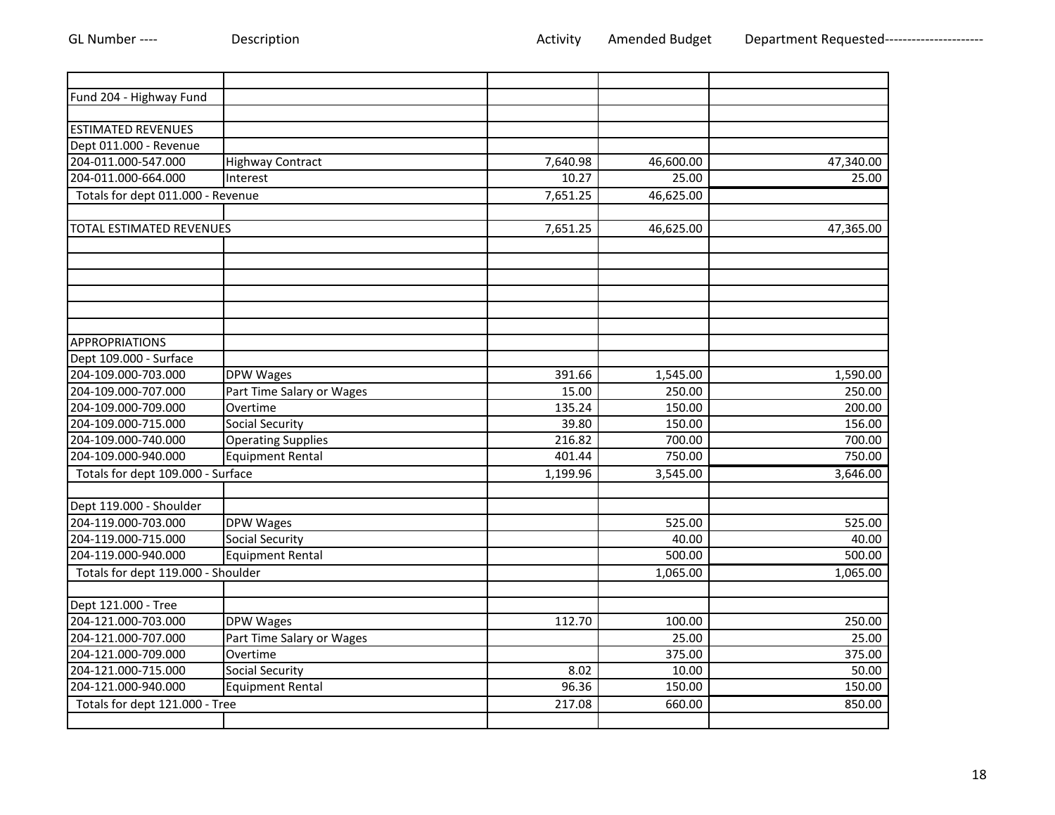| GL Number ---- | Description | Activity | Amended Budget | Department Requested---------------------- |
|---|---|---|---|---|
| | | | | |
| Fund 204 - Highway Fund | | | | |
| | | | | |
| ESTIMATED REVENUES | | | | |
| Dept 011.000 - Revenue | | | | |
| 204-011.000-547.000 | Highway Contract | 7,640.98 | 46,600.00 | 47,340.00 |
| 204-011.000-664.000 | Interest | 10.27 | 25.00 | 25.00 |
| Totals for dept 011.000 - Revenue | | 7,651.25 | 46,625.00 | |
| | | | | |
| TOTAL ESTIMATED REVENUES | | 7,651.25 | 46,625.00 | 47,365.00 |
| | | | | |
| | | | | |
| | | | | |
| | | | | |
| | | | | |
| | | | | |
| APPROPRIATIONS | | | | |
| Dept 109.000 - Surface | | | | |
| 204-109.000-703.000 | DPW Wages | 391.66 | 1,545.00 | 1,590.00 |
| 204-109.000-707.000 | Part Time Salary or Wages | 15.00 | 250.00 | 250.00 |
| 204-109.000-709.000 | Overtime | 135.24 | 150.00 | 200.00 |
| 204-109.000-715.000 | Social Security | 39.80 | 150.00 | 156.00 |
| 204-109.000-740.000 | Operating Supplies | 216.82 | 700.00 | 700.00 |
| 204-109.000-940.000 | Equipment Rental | 401.44 | 750.00 | 750.00 |
| Totals for dept 109.000 - Surface | | 1,199.96 | 3,545.00 | 3,646.00 |
| | | | | |
| Dept 119.000 - Shoulder | | | | |
| 204-119.000-703.000 | DPW Wages | | 525.00 | 525.00 |
| 204-119.000-715.000 | Social Security | | 40.00 | 40.00 |
| 204-119.000-940.000 | Equipment Rental | | 500.00 | 500.00 |
| Totals for dept 119.000 - Shoulder | | | 1,065.00 | 1,065.00 |
| | | | | |
| Dept 121.000 - Tree | | | | |
| 204-121.000-703.000 | DPW Wages | 112.70 | 100.00 | 250.00 |
| 204-121.000-707.000 | Part Time Salary or Wages | | 25.00 | 25.00 |
| 204-121.000-709.000 | Overtime | | 375.00 | 375.00 |
| 204-121.000-715.000 | Social Security | 8.02 | 10.00 | 50.00 |
| 204-121.000-940.000 | Equipment Rental | 96.36 | 150.00 | 150.00 |
| Totals for dept 121.000 - Tree | | 217.08 | 660.00 | 850.00 |
| | | | | |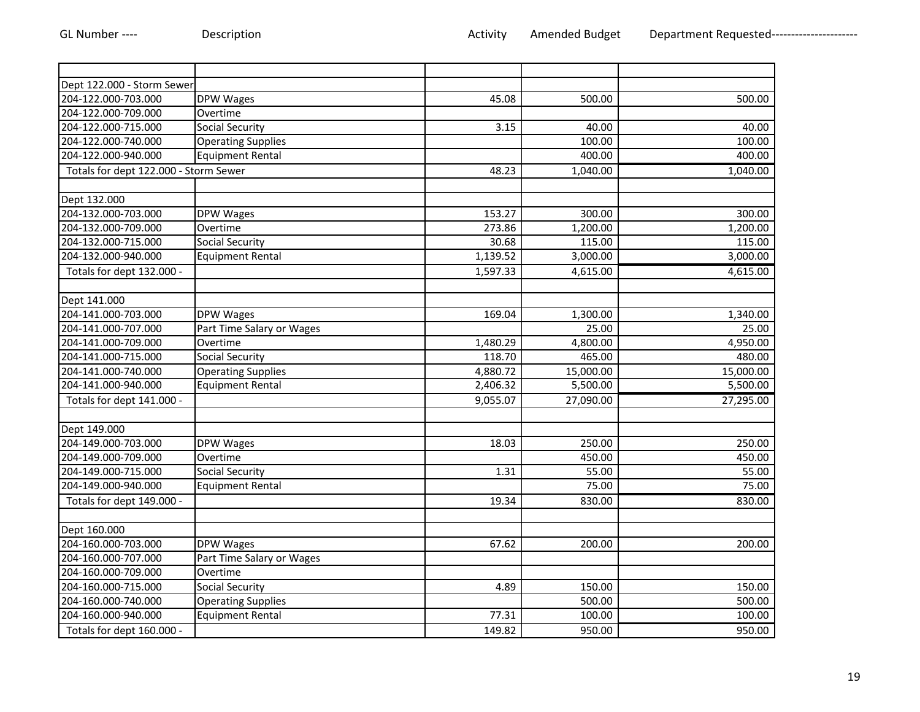| GL Number ---- | Description | Activity | Amended Budget | Department Requested--------------------- |
|---|---|---|---|---|
| | | | | |
| Dept 122.000 - Storm Sewer | | | | |
| 204-122.000-703.000 | DPW Wages | 45.08 | 500.00 | 500.00 |
| 204-122.000-709.000 | Overtime | | | |
| 204-122.000-715.000 | Social Security | 3.15 | 40.00 | 40.00 |
| 204-122.000-740.000 | Operating Supplies | | 100.00 | 100.00 |
| 204-122.000-940.000 | Equipment Rental | | 400.00 | 400.00 |
| Totals for dept 122.000 - Storm Sewer | | 48.23 | 1,040.00 | 1,040.00 |
| | | | | |
| Dept 132.000 | | | | |
| 204-132.000-703.000 | DPW Wages | 153.27 | 300.00 | 300.00 |
| 204-132.000-709.000 | Overtime | 273.86 | 1,200.00 | 1,200.00 |
| 204-132.000-715.000 | Social Security | 30.68 | 115.00 | 115.00 |
| 204-132.000-940.000 | Equipment Rental | 1,139.52 | 3,000.00 | 3,000.00 |
| Totals for dept 132.000 - | | 1,597.33 | 4,615.00 | 4,615.00 |
| | | | | |
| Dept 141.000 | | | | |
| 204-141.000-703.000 | DPW Wages | 169.04 | 1,300.00 | 1,340.00 |
| 204-141.000-707.000 | Part Time Salary or Wages | | 25.00 | 25.00 |
| 204-141.000-709.000 | Overtime | 1,480.29 | 4,800.00 | 4,950.00 |
| 204-141.000-715.000 | Social Security | 118.70 | 465.00 | 480.00 |
| 204-141.000-740.000 | Operating Supplies | 4,880.72 | 15,000.00 | 15,000.00 |
| 204-141.000-940.000 | Equipment Rental | 2,406.32 | 5,500.00 | 5,500.00 |
| Totals for dept 141.000 - | | 9,055.07 | 27,090.00 | 27,295.00 |
| | | | | |
| Dept 149.000 | | | | |
| 204-149.000-703.000 | DPW Wages | 18.03 | 250.00 | 250.00 |
| 204-149.000-709.000 | Overtime | | 450.00 | 450.00 |
| 204-149.000-715.000 | Social Security | 1.31 | 55.00 | 55.00 |
| 204-149.000-940.000 | Equipment Rental | | 75.00 | 75.00 |
| Totals for dept 149.000 - | | 19.34 | 830.00 | 830.00 |
| | | | | |
| Dept 160.000 | | | | |
| 204-160.000-703.000 | DPW Wages | 67.62 | 200.00 | 200.00 |
| 204-160.000-707.000 | Part Time Salary or Wages | | | |
| 204-160.000-709.000 | Overtime | | | |
| 204-160.000-715.000 | Social Security | 4.89 | 150.00 | 150.00 |
| 204-160.000-740.000 | Operating Supplies | | 500.00 | 500.00 |
| 204-160.000-940.000 | Equipment Rental | 77.31 | 100.00 | 100.00 |
| Totals for dept 160.000 - | | 149.82 | 950.00 | 950.00 |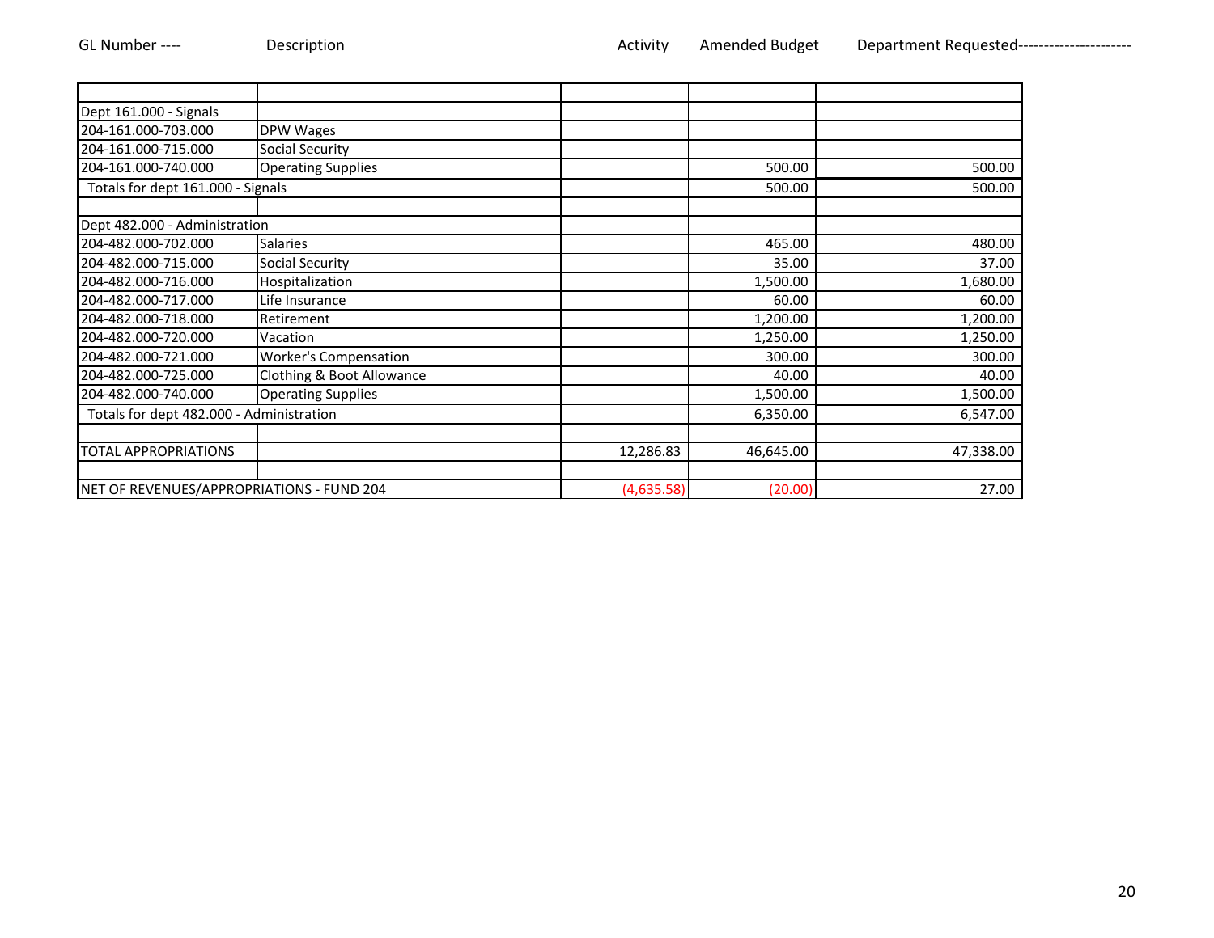| GL Number ---- | Description | Activity | Amended Budget | Department Requested---------------------- |
|---|---|---|---|---|
| | | | | |
| Dept 161.000 - Signals | | | | |
| 204-161.000-703.000 | DPW Wages | | | |
| 204-161.000-715.000 | Social Security | | | |
| 204-161.000-740.000 | Operating Supplies | | 500.00 | 500.00 |
| Totals for dept 161.000 - Signals | | | 500.00 | 500.00 |
| | | | | |
| Dept 482.000 - Administration | | | | |
| 204-482.000-702.000 | Salaries | | 465.00 | 480.00 |
| 204-482.000-715.000 | Social Security | | 35.00 | 37.00 |
| 204-482.000-716.000 | Hospitalization | | 1,500.00 | 1,680.00 |
| 204-482.000-717.000 | Life Insurance | | 60.00 | 60.00 |
| 204-482.000-718.000 | Retirement | | 1,200.00 | 1,200.00 |
| 204-482.000-720.000 | Vacation | | 1,250.00 | 1,250.00 |
| 204-482.000-721.000 | Worker's Compensation | | 300.00 | 300.00 |
| 204-482.000-725.000 | Clothing & Boot Allowance | | 40.00 | 40.00 |
| 204-482.000-740.000 | Operating Supplies | | 1,500.00 | 1,500.00 |
| Totals for dept 482.000 - Administration | | | 6,350.00 | 6,547.00 |
| | | | | |
| TOTAL APPROPRIATIONS | | 12,286.83 | 46,645.00 | 47,338.00 |
| | | | | |
| NET OF REVENUES/APPROPRIATIONS - FUND 204 | | (4,635.58) | (20.00) | 27.00 |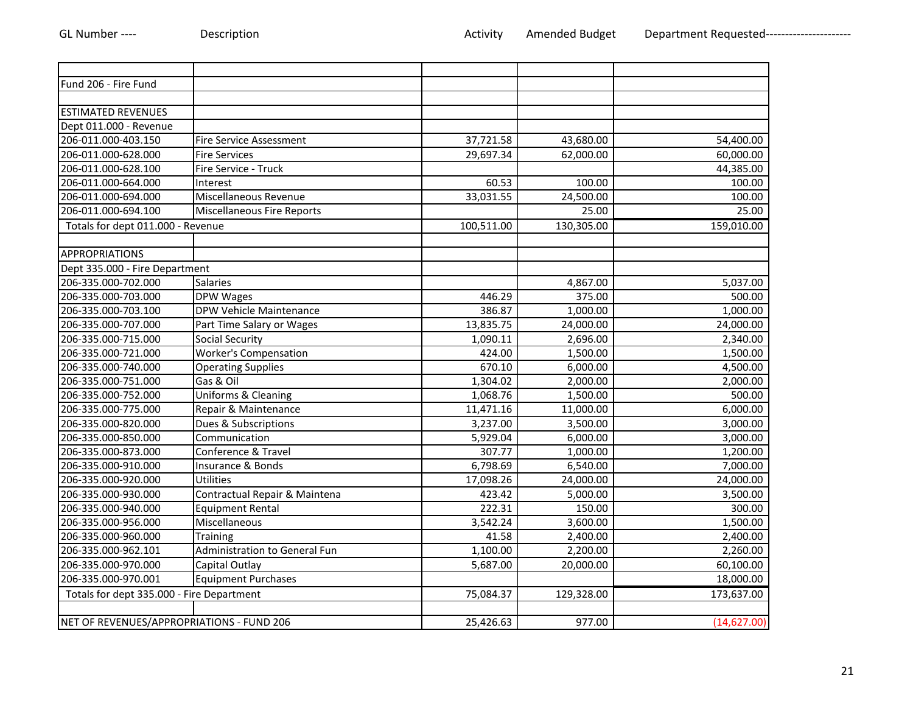| GL Number ---- | Description | Activity | Amended Budget | Department Requested |
|---|---|---|---|---|
| | | | | |
| Fund 206 - Fire Fund | | | | |
| | | | | |
| ESTIMATED REVENUES | | | | |
| Dept 011.000 - Revenue | | | | |
| 206-011.000-403.150 | Fire Service Assessment | 37,721.58 | 43,680.00 | 54,400.00 |
| 206-011.000-628.000 | Fire Services | 29,697.34 | 62,000.00 | 60,000.00 |
| 206-011.000-628.100 | Fire Service - Truck | | | 44,385.00 |
| 206-011.000-664.000 | Interest | 60.53 | 100.00 | 100.00 |
| 206-011.000-694.000 | Miscellaneous Revenue | 33,031.55 | 24,500.00 | 100.00 |
| 206-011.000-694.100 | Miscellaneous Fire Reports | | 25.00 | 25.00 |
| Totals for dept 011.000 - Revenue | | 100,511.00 | 130,305.00 | 159,010.00 |
| | | | | |
| APPROPRIATIONS | | | | |
| Dept 335.000 - Fire Department | | | | |
| 206-335.000-702.000 | Salaries | | 4,867.00 | 5,037.00 |
| 206-335.000-703.000 | DPW Wages | 446.29 | 375.00 | 500.00 |
| 206-335.000-703.100 | DPW Vehicle Maintenance | 386.87 | 1,000.00 | 1,000.00 |
| 206-335.000-707.000 | Part Time Salary or Wages | 13,835.75 | 24,000.00 | 24,000.00 |
| 206-335.000-715.000 | Social Security | 1,090.11 | 2,696.00 | 2,340.00 |
| 206-335.000-721.000 | Worker's Compensation | 424.00 | 1,500.00 | 1,500.00 |
| 206-335.000-740.000 | Operating Supplies | 670.10 | 6,000.00 | 4,500.00 |
| 206-335.000-751.000 | Gas & Oil | 1,304.02 | 2,000.00 | 2,000.00 |
| 206-335.000-752.000 | Uniforms & Cleaning | 1,068.76 | 1,500.00 | 500.00 |
| 206-335.000-775.000 | Repair & Maintenance | 11,471.16 | 11,000.00 | 6,000.00 |
| 206-335.000-820.000 | Dues & Subscriptions | 3,237.00 | 3,500.00 | 3,000.00 |
| 206-335.000-850.000 | Communication | 5,929.04 | 6,000.00 | 3,000.00 |
| 206-335.000-873.000 | Conference & Travel | 307.77 | 1,000.00 | 1,200.00 |
| 206-335.000-910.000 | Insurance & Bonds | 6,798.69 | 6,540.00 | 7,000.00 |
| 206-335.000-920.000 | Utilities | 17,098.26 | 24,000.00 | 24,000.00 |
| 206-335.000-930.000 | Contractual Repair & Maintena | 423.42 | 5,000.00 | 3,500.00 |
| 206-335.000-940.000 | Equipment Rental | 222.31 | 150.00 | 300.00 |
| 206-335.000-956.000 | Miscellaneous | 3,542.24 | 3,600.00 | 1,500.00 |
| 206-335.000-960.000 | Training | 41.58 | 2,400.00 | 2,400.00 |
| 206-335.000-962.101 | Administration to General Fun | 1,100.00 | 2,200.00 | 2,260.00 |
| 206-335.000-970.000 | Capital Outlay | 5,687.00 | 20,000.00 | 60,100.00 |
| 206-335.000-970.001 | Equipment Purchases | | | 18,000.00 |
| Totals for dept 335.000 - Fire Department | | 75,084.37 | 129,328.00 | 173,637.00 |
| | | | | |
| NET OF REVENUES/APPROPRIATIONS - FUND 206 | | 25,426.63 | 977.00 | (14,627.00) |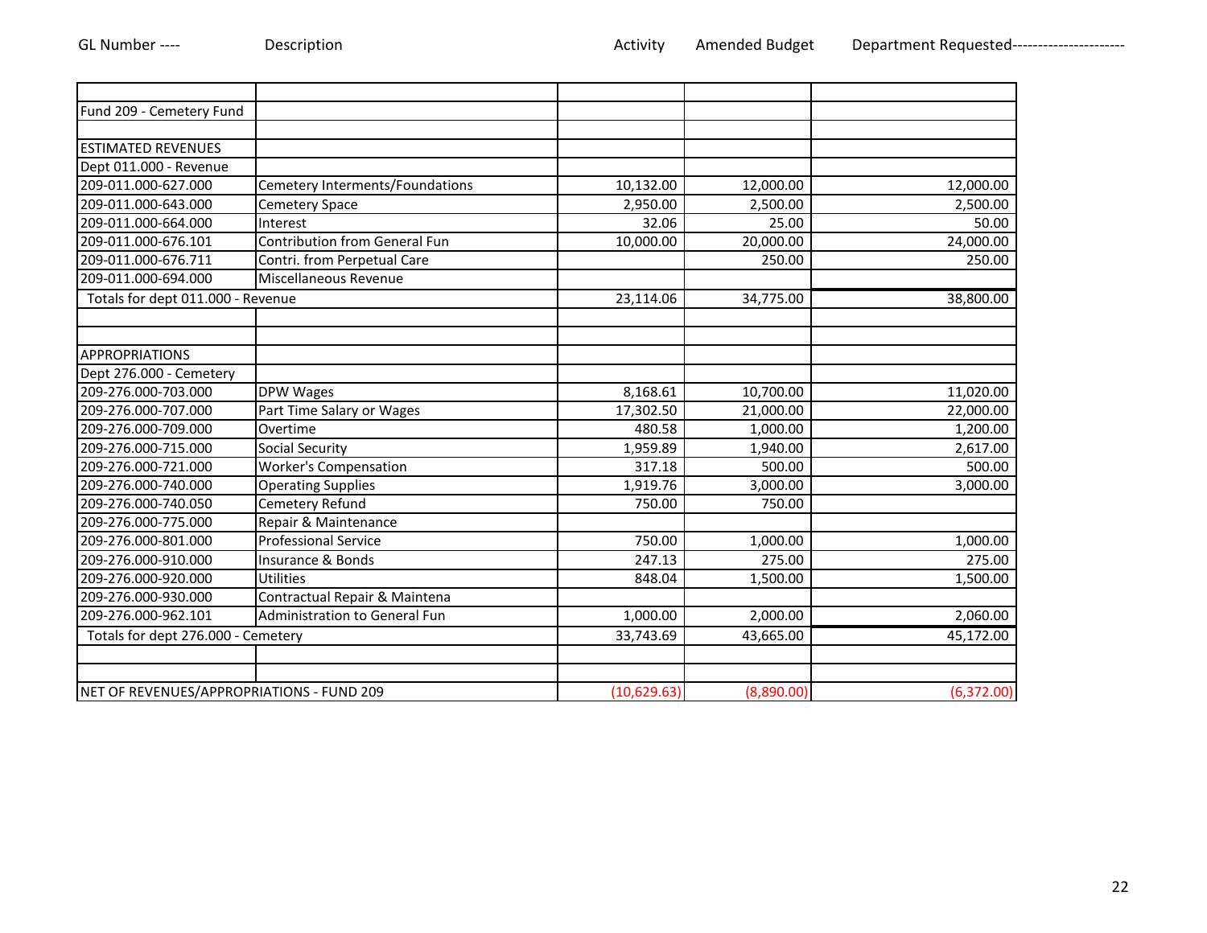| GL Number ---- | Description | Activity | Amended Budget | Department Requested--------------------- |
|---|---|---|---|---|
| | | | | |
| Fund 209 - Cemetery Fund | | | | |
| | | | | |
| ESTIMATED REVENUES | | | | |
| Dept 011.000 - Revenue | | | | |
| 209-011.000-627.000 | Cemetery Interments/Foundations | 10,132.00 | 12,000.00 | 12,000.00 |
| 209-011.000-643.000 | Cemetery Space | 2,950.00 | 2,500.00 | 2,500.00 |
| 209-011.000-664.000 | Interest | 32.06 | 25.00 | 50.00 |
| 209-011.000-676.101 | Contribution from General Fun | 10,000.00 | 20,000.00 | 24,000.00 |
| 209-011.000-676.711 | Contri. from Perpetual Care | | 250.00 | 250.00 |
| 209-011.000-694.000 | Miscellaneous Revenue | | | |
| Totals for dept 011.000 - Revenue | | 23,114.06 | 34,775.00 | 38,800.00 |
| | | | | |
| | | | | |
| APPROPRIATIONS | | | | |
| Dept 276.000 - Cemetery | | | | |
| 209-276.000-703.000 | DPW Wages | 8,168.61 | 10,700.00 | 11,020.00 |
| 209-276.000-707.000 | Part Time Salary or Wages | 17,302.50 | 21,000.00 | 22,000.00 |
| 209-276.000-709.000 | Overtime | 480.58 | 1,000.00 | 1,200.00 |
| 209-276.000-715.000 | Social Security | 1,959.89 | 1,940.00 | 2,617.00 |
| 209-276.000-721.000 | Worker's Compensation | 317.18 | 500.00 | 500.00 |
| 209-276.000-740.000 | Operating Supplies | 1,919.76 | 3,000.00 | 3,000.00 |
| 209-276.000-740.050 | Cemetery Refund | 750.00 | 750.00 | |
| 209-276.000-775.000 | Repair & Maintenance | | | |
| 209-276.000-801.000 | Professional Service | 750.00 | 1,000.00 | 1,000.00 |
| 209-276.000-910.000 | Insurance & Bonds | 247.13 | 275.00 | 275.00 |
| 209-276.000-920.000 | Utilities | 848.04 | 1,500.00 | 1,500.00 |
| 209-276.000-930.000 | Contractual Repair & Maintena | | | |
| 209-276.000-962.101 | Administration to General Fun | 1,000.00 | 2,000.00 | 2,060.00 |
| Totals for dept 276.000 - Cemetery | | 33,743.69 | 43,665.00 | 45,172.00 |
| | | | | |
| | | | | |
| NET OF REVENUES/APPROPRIATIONS - FUND 209 | | (10,629.63) | (8,890.00) | (6,372.00) |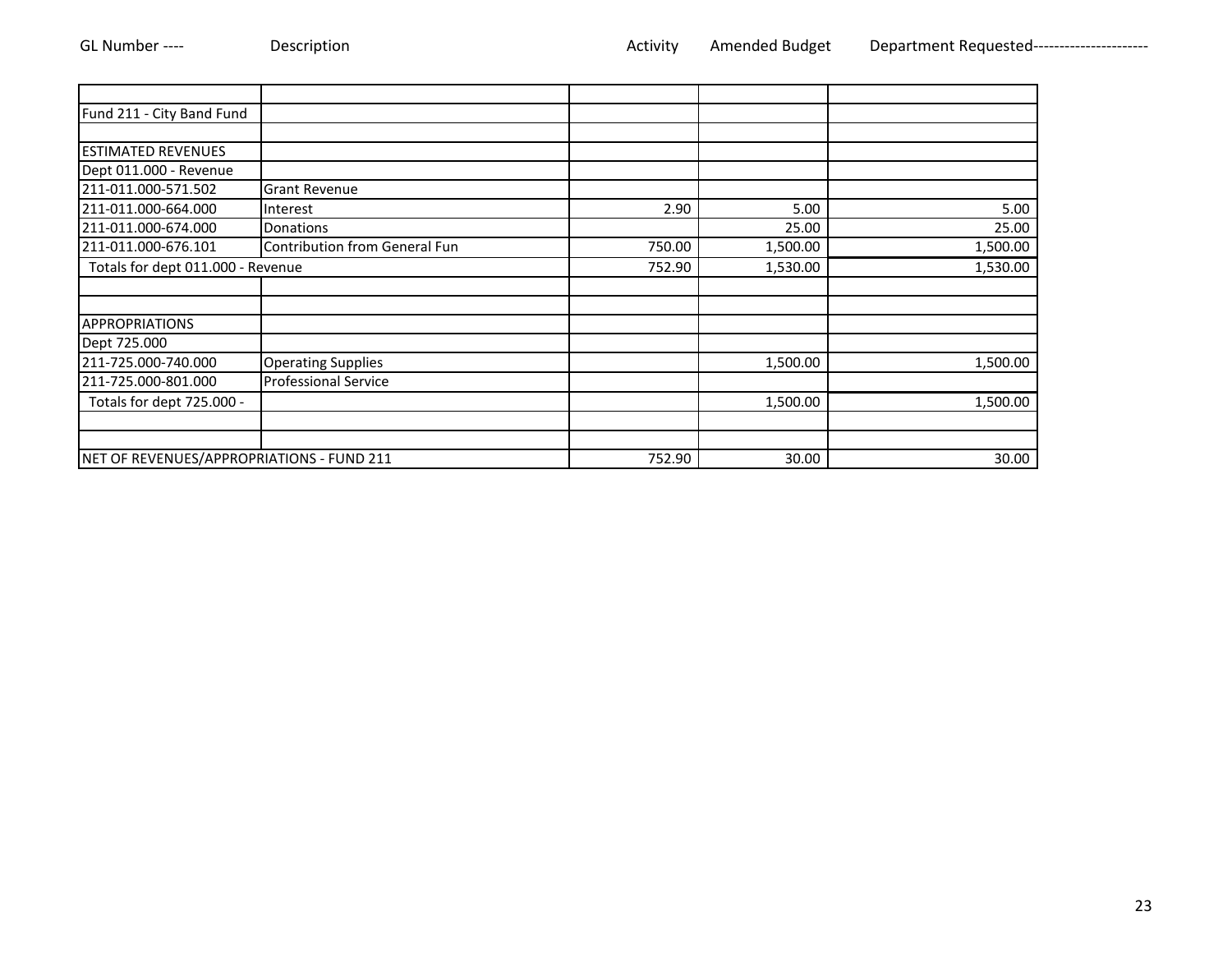| GL Number ---- | Description | Activity | Amended Budget | Department Requested---------------------- |
|---|---|---|---|---|
| | | | | |
| Fund 211 - City Band Fund | | | | |
| | | | | |
| ESTIMATED REVENUES | | | | |
| Dept 011.000 - Revenue | | | | |
| 211-011.000-571.502 | Grant Revenue | | | |
| 211-011.000-664.000 | Interest | 2.90 | 5.00 | 5.00 |
| 211-011.000-674.000 | Donations | | 25.00 | 25.00 |
| 211-011.000-676.101 | Contribution from General Fun | 750.00 | 1,500.00 | 1,500.00 |
| Totals for dept 011.000 - Revenue | | 752.90 | 1,530.00 | 1,530.00 |
| | | | | |
| | | | | |
| APPROPRIATIONS | | | | |
| Dept 725.000 | | | | |
| 211-725.000-740.000 | Operating Supplies | | 1,500.00 | 1,500.00 |
| 211-725.000-801.000 | Professional Service | | | |
| Totals for dept 725.000 - | | | 1,500.00 | 1,500.00 |
| | | | | |
| | | | | |
| NET OF REVENUES/APPROPRIATIONS - FUND 211 | | 752.90 | 30.00 | 30.00 |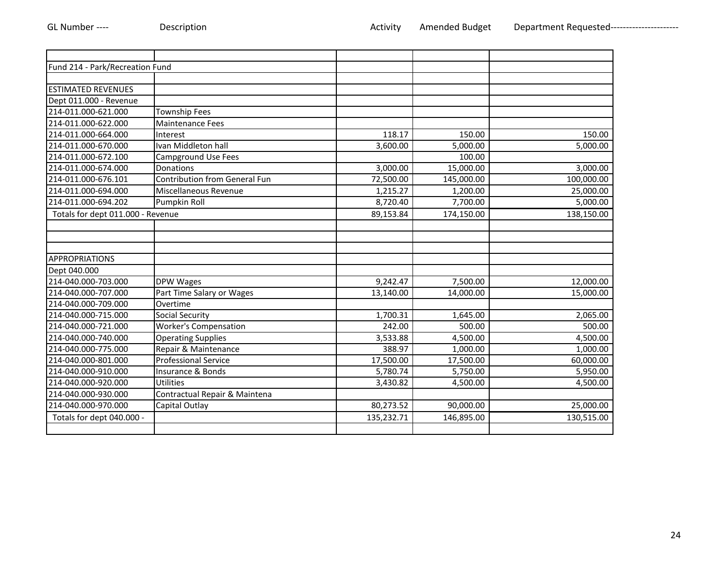| GL Number ---- | Description | Activity | Amended Budget | Department Requested--------------------- |
|---|---|---|---|---|
| | | | | |
| Fund 214 - Park/Recreation Fund | | | | |
| | | | | |
| ESTIMATED REVENUES | | | | |
| Dept 011.000 - Revenue | | | | |
| 214-011.000-621.000 | Township Fees | | | |
| 214-011.000-622.000 | Maintenance Fees | | | |
| 214-011.000-664.000 | Interest | 118.17 | 150.00 | 150.00 |
| 214-011.000-670.000 | Ivan Middleton hall | 3,600.00 | 5,000.00 | 5,000.00 |
| 214-011.000-672.100 | Campground Use Fees | | 100.00 | |
| 214-011.000-674.000 | Donations | 3,000.00 | 15,000.00 | 3,000.00 |
| 214-011.000-676.101 | Contribution from General Fun | 72,500.00 | 145,000.00 | 100,000.00 |
| 214-011.000-694.000 | Miscellaneous Revenue | 1,215.27 | 1,200.00 | 25,000.00 |
| 214-011.000-694.202 | Pumpkin Roll | 8,720.40 | 7,700.00 | 5,000.00 |
| Totals for dept 011.000 - Revenue | | 89,153.84 | 174,150.00 | 138,150.00 |
| | | | | |
| | | | | |
| | | | | |
| APPROPRIATIONS | | | | |
| Dept 040.000 | | | | |
| 214-040.000-703.000 | DPW Wages | 9,242.47 | 7,500.00 | 12,000.00 |
| 214-040.000-707.000 | Part Time Salary or Wages | 13,140.00 | 14,000.00 | 15,000.00 |
| 214-040.000-709.000 | Overtime | | | |
| 214-040.000-715.000 | Social Security | 1,700.31 | 1,645.00 | 2,065.00 |
| 214-040.000-721.000 | Worker's Compensation | 242.00 | 500.00 | 500.00 |
| 214-040.000-740.000 | Operating Supplies | 3,533.88 | 4,500.00 | 4,500.00 |
| 214-040.000-775.000 | Repair & Maintenance | 388.97 | 1,000.00 | 1,000.00 |
| 214-040.000-801.000 | Professional Service | 17,500.00 | 17,500.00 | 60,000.00 |
| 214-040.000-910.000 | Insurance & Bonds | 5,780.74 | 5,750.00 | 5,950.00 |
| 214-040.000-920.000 | Utilities | 3,430.82 | 4,500.00 | 4,500.00 |
| 214-040.000-930.000 | Contractual Repair & Maintena | | | |
| 214-040.000-970.000 | Capital Outlay | 80,273.52 | 90,000.00 | 25,000.00 |
| Totals for dept 040.000 - | | 135,232.71 | 146,895.00 | 130,515.00 |
| | | | | |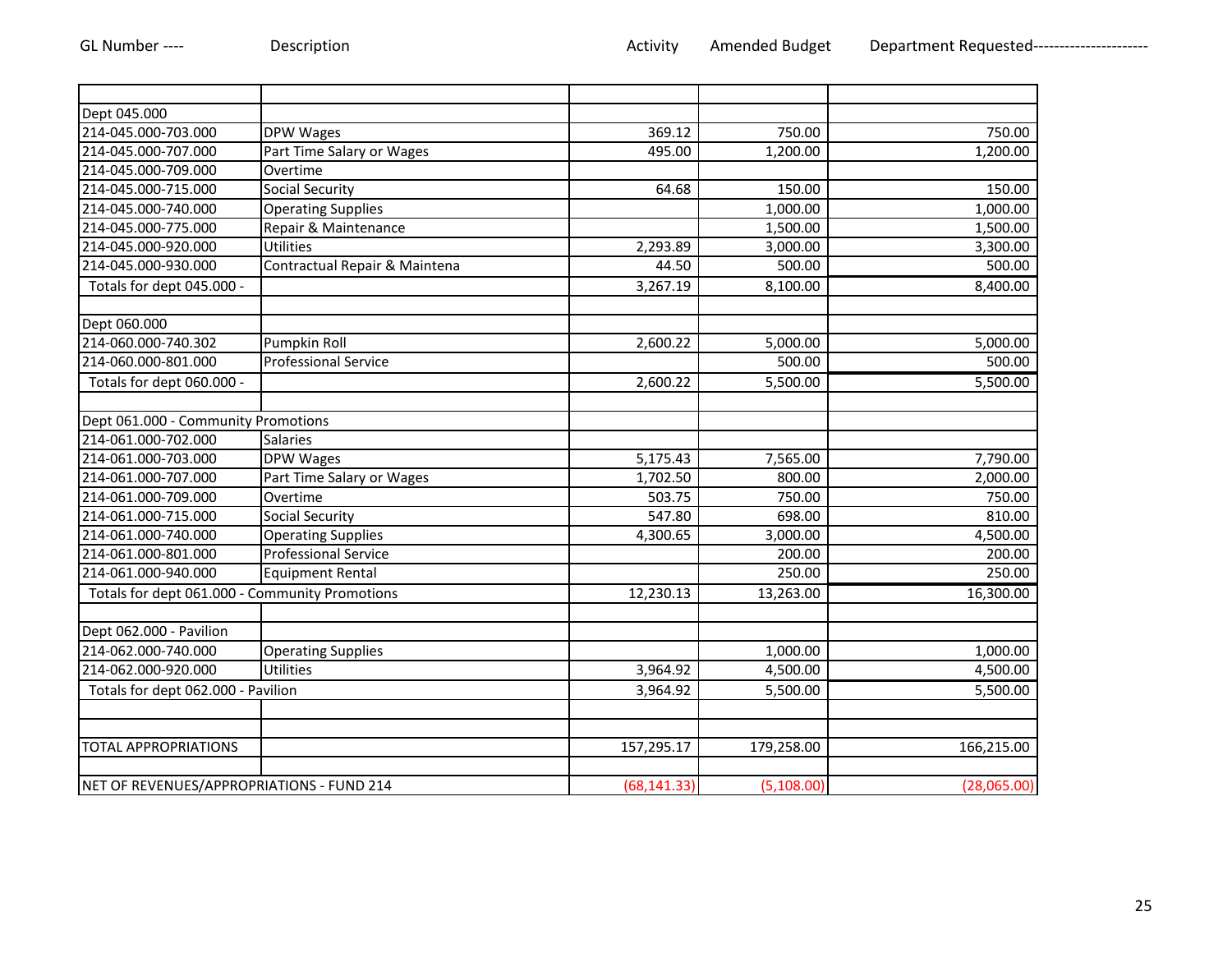| GL Number ---- | Description | Activity | Amended Budget | Department Requested--------------------- |
|---|---|---|---|---|
| | | | | |
| Dept 045.000 | | | | |
| 214-045.000-703.000 | DPW Wages | 369.12 | 750.00 | 750.00 |
| 214-045.000-707.000 | Part Time Salary or Wages | 495.00 | 1,200.00 | 1,200.00 |
| 214-045.000-709.000 | Overtime | | | |
| 214-045.000-715.000 | Social Security | 64.68 | 150.00 | 150.00 |
| 214-045.000-740.000 | Operating Supplies | | 1,000.00 | 1,000.00 |
| 214-045.000-775.000 | Repair & Maintenance | | 1,500.00 | 1,500.00 |
| 214-045.000-920.000 | Utilities | 2,293.89 | 3,000.00 | 3,300.00 |
| 214-045.000-930.000 | Contractual Repair & Maintena | 44.50 | 500.00 | 500.00 |
| Totals for dept 045.000 - | | 3,267.19 | 8,100.00 | 8,400.00 |
| | | | | |
| Dept 060.000 | | | | |
| 214-060.000-740.302 | Pumpkin Roll | 2,600.22 | 5,000.00 | 5,000.00 |
| 214-060.000-801.000 | Professional Service | | 500.00 | 500.00 |
| Totals for dept 060.000 - | | 2,600.22 | 5,500.00 | 5,500.00 |
| | | | | |
| Dept 061.000 - Community Promotions | | | | |
| 214-061.000-702.000 | Salaries | | | |
| 214-061.000-703.000 | DPW Wages | 5,175.43 | 7,565.00 | 7,790.00 |
| 214-061.000-707.000 | Part Time Salary or Wages | 1,702.50 | 800.00 | 2,000.00 |
| 214-061.000-709.000 | Overtime | 503.75 | 750.00 | 750.00 |
| 214-061.000-715.000 | Social Security | 547.80 | 698.00 | 810.00 |
| 214-061.000-740.000 | Operating Supplies | 4,300.65 | 3,000.00 | 4,500.00 |
| 214-061.000-801.000 | Professional Service | | 200.00 | 200.00 |
| 214-061.000-940.000 | Equipment Rental | | 250.00 | 250.00 |
| Totals for dept 061.000 - Community Promotions | | 12,230.13 | 13,263.00 | 16,300.00 |
| | | | | |
| Dept 062.000 - Pavilion | | | | |
| 214-062.000-740.000 | Operating Supplies | | 1,000.00 | 1,000.00 |
| 214-062.000-920.000 | Utilities | 3,964.92 | 4,500.00 | 4,500.00 |
| Totals for dept 062.000 - Pavilion | | 3,964.92 | 5,500.00 | 5,500.00 |
| | | | | |
| | | | | |
| TOTAL APPROPRIATIONS | | 157,295.17 | 179,258.00 | 166,215.00 |
| | | | | |
| NET OF REVENUES/APPROPRIATIONS - FUND 214 | | (68,141.33) | (5,108.00) | (28,065.00) |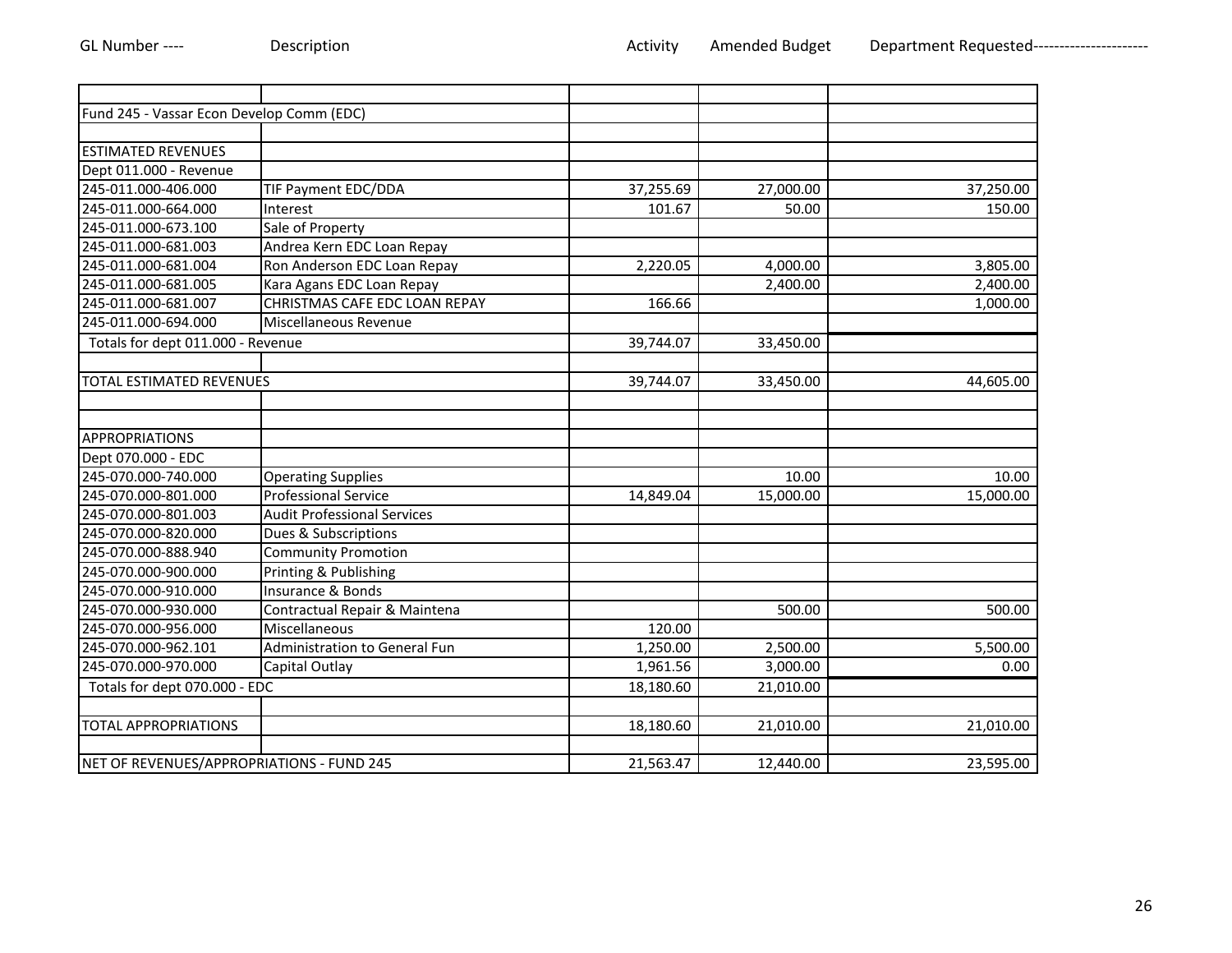| GL Number ---- | Description | Activity | Amended Budget | Department Requested---------------------- |
|---|---|---|---|---|
| | | | | |
| Fund 245 - Vassar Econ Develop Comm (EDC) | | | | |
| | | | | |
| ESTIMATED REVENUES | | | | |
| Dept 011.000 - Revenue | | | | |
| 245-011.000-406.000 | TIF Payment EDC/DDA | 37,255.69 | 27,000.00 | 37,250.00 |
| 245-011.000-664.000 | Interest | 101.67 | 50.00 | 150.00 |
| 245-011.000-673.100 | Sale of Property | | | |
| 245-011.000-681.003 | Andrea Kern EDC Loan Repay | | | |
| 245-011.000-681.004 | Ron Anderson EDC Loan Repay | 2,220.05 | 4,000.00 | 3,805.00 |
| 245-011.000-681.005 | Kara Agans EDC Loan Repay | | 2,400.00 | 2,400.00 |
| 245-011.000-681.007 | CHRISTMAS CAFE EDC LOAN REPAY | 166.66 | | 1,000.00 |
| 245-011.000-694.000 | Miscellaneous Revenue | | | |
| Totals for dept 011.000 - Revenue | | 39,744.07 | 33,450.00 | |
| | | | | |
| TOTAL ESTIMATED REVENUES | | 39,744.07 | 33,450.00 | 44,605.00 |
| | | | | |
| | | | | |
| APPROPRIATIONS | | | | |
| Dept 070.000 - EDC | | | | |
| 245-070.000-740.000 | Operating Supplies | | 10.00 | 10.00 |
| 245-070.000-801.000 | Professional Service | 14,849.04 | 15,000.00 | 15,000.00 |
| 245-070.000-801.003 | Audit Professional Services | | | |
| 245-070.000-820.000 | Dues & Subscriptions | | | |
| 245-070.000-888.940 | Community Promotion | | | |
| 245-070.000-900.000 | Printing & Publishing | | | |
| 245-070.000-910.000 | Insurance & Bonds | | | |
| 245-070.000-930.000 | Contractual Repair & Maintena | | 500.00 | 500.00 |
| 245-070.000-956.000 | Miscellaneous | 120.00 | | |
| 245-070.000-962.101 | Administration to General Fun | 1,250.00 | 2,500.00 | 5,500.00 |
| 245-070.000-970.000 | Capital Outlay | 1,961.56 | 3,000.00 | 0.00 |
| Totals for dept 070.000 - EDC | | 18,180.60 | 21,010.00 | |
| | | | | |
| TOTAL APPROPRIATIONS | | 18,180.60 | 21,010.00 | 21,010.00 |
| | | | | |
| NET OF REVENUES/APPROPRIATIONS - FUND 245 | | 21,563.47 | 12,440.00 | 23,595.00 |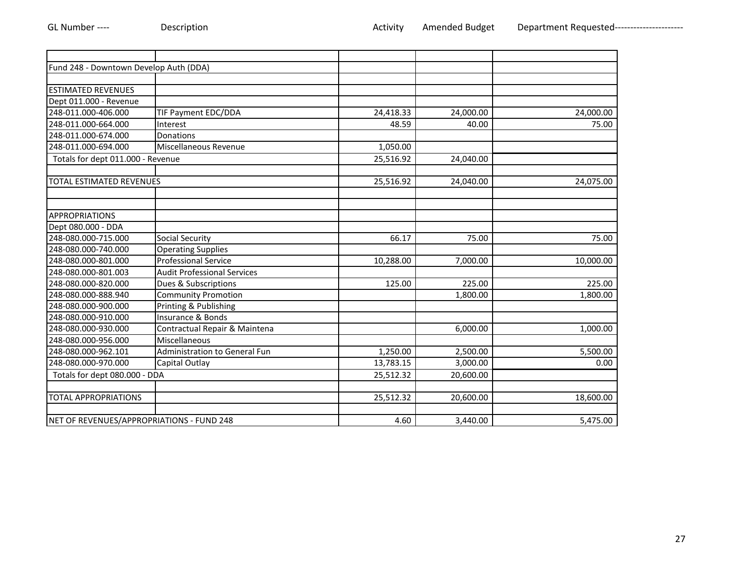| GL Number ---- | Description | Activity | Amended Budget | Department Requested---------------------- |
|---|---|---|---|---|
| | | | | |
| Fund 248 - Downtown Develop Auth (DDA) | | | | |
| | | | | |
| ESTIMATED REVENUES | | | | |
| Dept 011.000 - Revenue | | | | |
| 248-011.000-406.000 | TIF Payment EDC/DDA | 24,418.33 | 24,000.00 | 24,000.00 |
| 248-011.000-664.000 | Interest | 48.59 | 40.00 | 75.00 |
| 248-011.000-674.000 | Donations | | | |
| 248-011.000-694.000 | Miscellaneous Revenue | 1,050.00 | | |
| Totals for dept 011.000 - Revenue | | 25,516.92 | 24,040.00 | |
| | | | | |
| TOTAL ESTIMATED REVENUES | | 25,516.92 | 24,040.00 | 24,075.00 |
| | | | | |
| | | | | |
| APPROPRIATIONS | | | | |
| Dept 080.000 - DDA | | | | |
| 248-080.000-715.000 | Social Security | 66.17 | 75.00 | 75.00 |
| 248-080.000-740.000 | Operating Supplies | | | |
| 248-080.000-801.000 | Professional Service | 10,288.00 | 7,000.00 | 10,000.00 |
| 248-080.000-801.003 | Audit Professional Services | | | |
| 248-080.000-820.000 | Dues & Subscriptions | 125.00 | 225.00 | 225.00 |
| 248-080.000-888.940 | Community Promotion | | 1,800.00 | 1,800.00 |
| 248-080.000-900.000 | Printing & Publishing | | | |
| 248-080.000-910.000 | Insurance & Bonds | | | |
| 248-080.000-930.000 | Contractual Repair & Maintena | | 6,000.00 | 1,000.00 |
| 248-080.000-956.000 | Miscellaneous | | | |
| 248-080.000-962.101 | Administration to General Fun | 1,250.00 | 2,500.00 | 5,500.00 |
| 248-080.000-970.000 | Capital Outlay | 13,783.15 | 3,000.00 | 0.00 |
| Totals for dept 080.000 - DDA | | 25,512.32 | 20,600.00 | |
| | | | | |
| TOTAL APPROPRIATIONS | | 25,512.32 | 20,600.00 | 18,600.00 |
| | | | | |
| NET OF REVENUES/APPROPRIATIONS - FUND 248 | | 4.60 | 3,440.00 | 5,475.00 |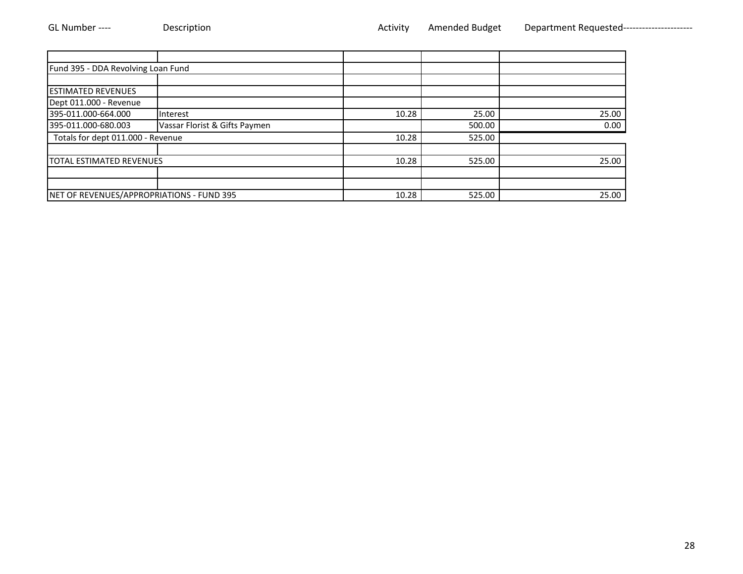| GL Number ---- | Description | Activity | Amended Budget | Department Requested---------------------- |
|---|---|---|---|---|
| | | | | |
| Fund 395 - DDA Revolving Loan Fund | | | | |
| | | | | |
| ESTIMATED REVENUES | | | | |
| Dept 011.000 - Revenue | | | | |
| 395-011.000-664.000 | Interest | 10.28 | 25.00 | 25.00 |
| 395-011.000-680.003 | Vassar Florist & Gifts Paymen | | 500.00 | 0.00 |
| Totals for dept 011.000 - Revenue | | 10.28 | 525.00 | |
| | | | | |
| TOTAL ESTIMATED REVENUES | | 10.28 | 525.00 | 25.00 |
| | | | | |
| | | | | |
| NET OF REVENUES/APPROPRIATIONS - FUND 395 | | 10.28 | 525.00 | 25.00 |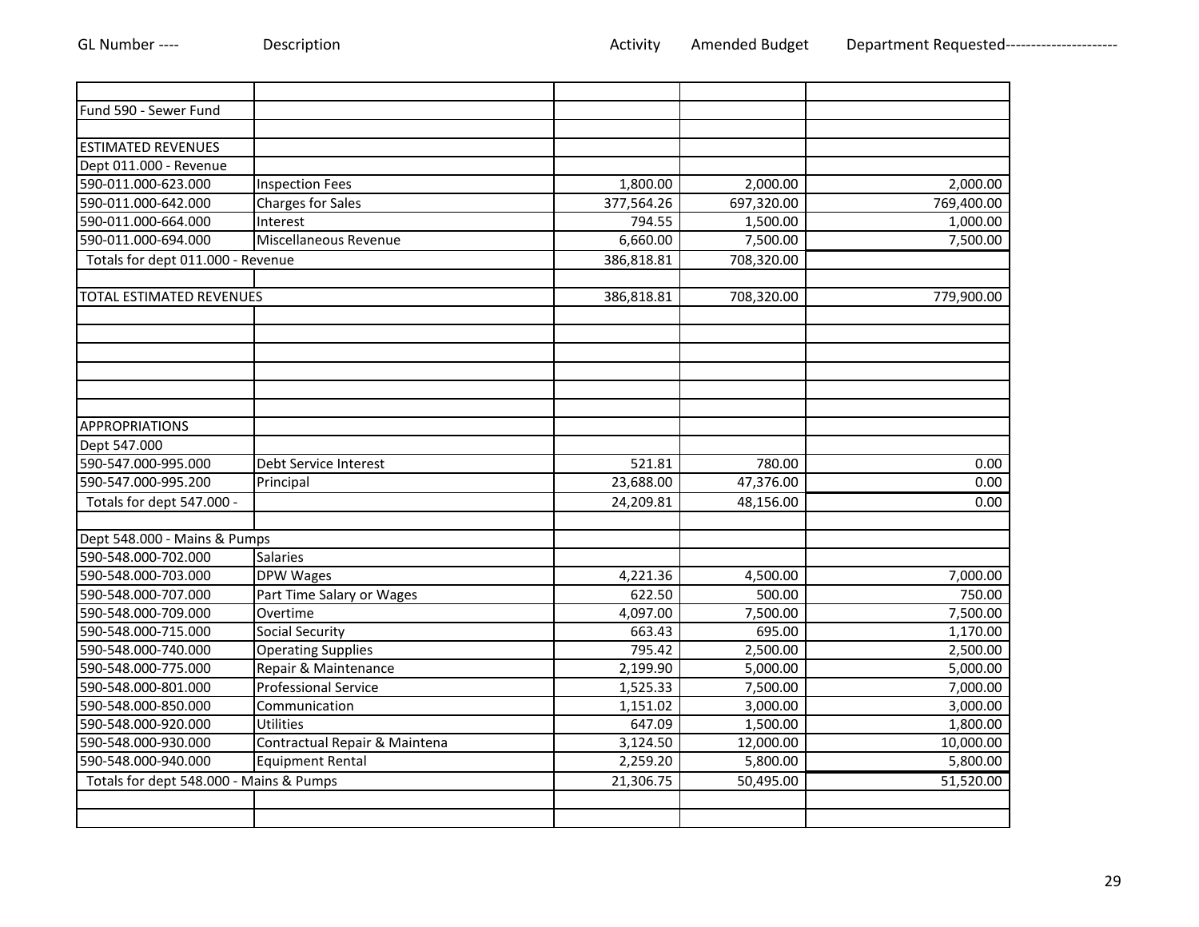| GL Number ---- | Description | Activity | Amended Budget | Department Requested--------------------- |
|---|---|---|---|---|
| | | | | |
| Fund 590 - Sewer Fund | | | | |
| | | | | |
| ESTIMATED REVENUES | | | | |
| Dept 011.000 - Revenue | | | | |
| 590-011.000-623.000 | Inspection Fees | 1,800.00 | 2,000.00 | 2,000.00 |
| 590-011.000-642.000 | Charges for Sales | 377,564.26 | 697,320.00 | 769,400.00 |
| 590-011.000-664.000 | Interest | 794.55 | 1,500.00 | 1,000.00 |
| 590-011.000-694.000 | Miscellaneous Revenue | 6,660.00 | 7,500.00 | 7,500.00 |
| Totals for dept 011.000 - Revenue | | 386,818.81 | 708,320.00 | |
| | | | | |
| TOTAL ESTIMATED REVENUES | | 386,818.81 | 708,320.00 | 779,900.00 |
| | | | | |
| | | | | |
| | | | | |
| | | | | |
| | | | | |
| | | | | |
| APPROPRIATIONS | | | | |
| Dept 547.000 | | | | |
| 590-547.000-995.000 | Debt Service Interest | 521.81 | 780.00 | 0.00 |
| 590-547.000-995.200 | Principal | 23,688.00 | 47,376.00 | 0.00 |
| Totals for dept 547.000 - | | 24,209.81 | 48,156.00 | 0.00 |
| | | | | |
| Dept 548.000 - Mains & Pumps | | | | |
| 590-548.000-702.000 | Salaries | | | |
| 590-548.000-703.000 | DPW Wages | 4,221.36 | 4,500.00 | 7,000.00 |
| 590-548.000-707.000 | Part Time Salary or Wages | 622.50 | 500.00 | 750.00 |
| 590-548.000-709.000 | Overtime | 4,097.00 | 7,500.00 | 7,500.00 |
| 590-548.000-715.000 | Social Security | 663.43 | 695.00 | 1,170.00 |
| 590-548.000-740.000 | Operating Supplies | 795.42 | 2,500.00 | 2,500.00 |
| 590-548.000-775.000 | Repair & Maintenance | 2,199.90 | 5,000.00 | 5,000.00 |
| 590-548.000-801.000 | Professional Service | 1,525.33 | 7,500.00 | 7,000.00 |
| 590-548.000-850.000 | Communication | 1,151.02 | 3,000.00 | 3,000.00 |
| 590-548.000-920.000 | Utilities | 647.09 | 1,500.00 | 1,800.00 |
| 590-548.000-930.000 | Contractual Repair & Maintena | 3,124.50 | 12,000.00 | 10,000.00 |
| 590-548.000-940.000 | Equipment Rental | 2,259.20 | 5,800.00 | 5,800.00 |
| Totals for dept 548.000 - Mains & Pumps | | 21,306.75 | 50,495.00 | 51,520.00 |
| | | | | |
| | | | | |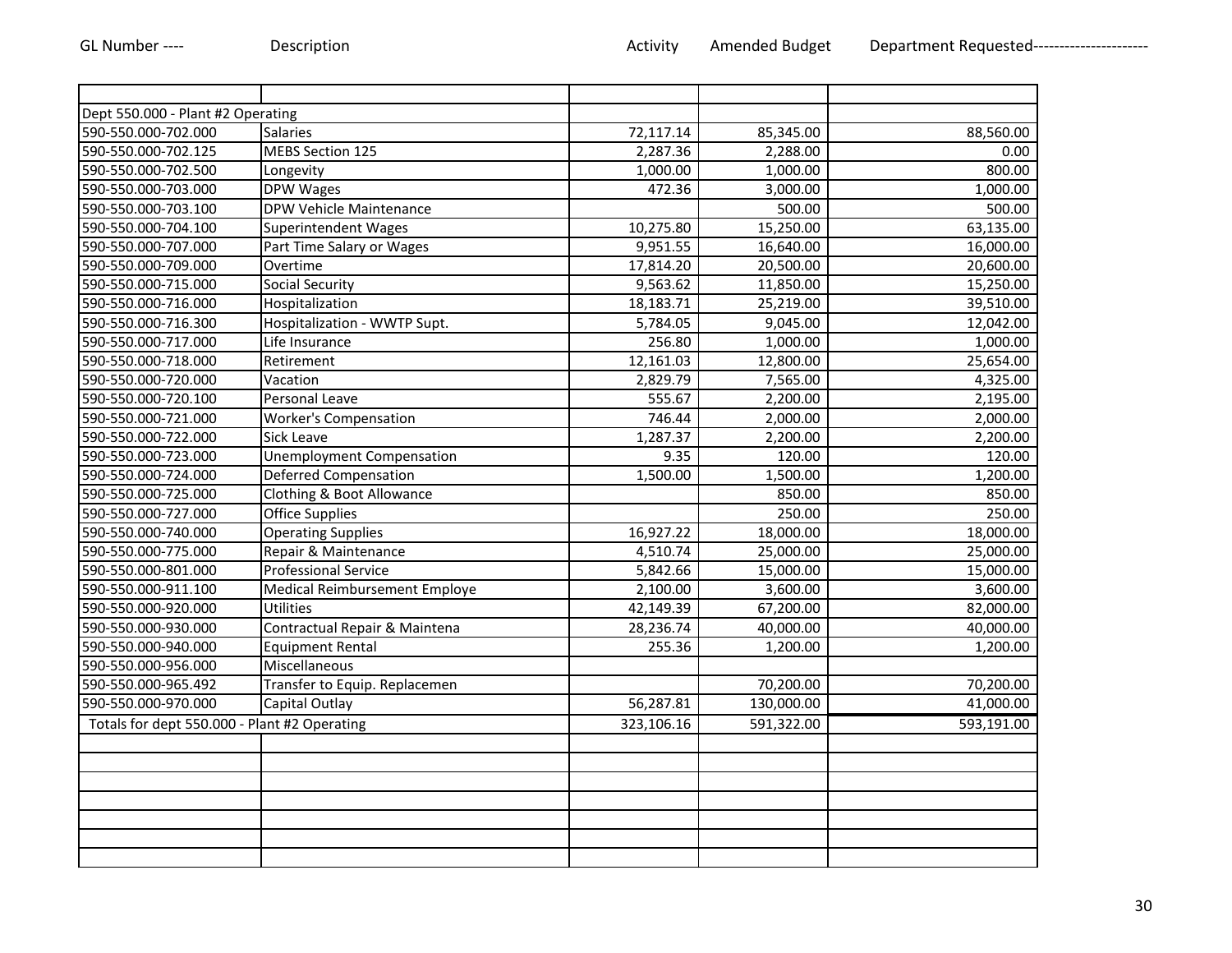| GL Number ---- | Description | Activity | Amended Budget | Department Requested---------------------- |
|---|---|---|---|---|
| | | | | |
| Dept 550.000 - Plant #2 Operating | | | | |
| 590-550.000-702.000 | Salaries | 72,117.14 | 85,345.00 | 88,560.00 |
| 590-550.000-702.125 | MEBS Section 125 | 2,287.36 | 2,288.00 | 0.00 |
| 590-550.000-702.500 | Longevity | 1,000.00 | 1,000.00 | 800.00 |
| 590-550.000-703.000 | DPW Wages | 472.36 | 3,000.00 | 1,000.00 |
| 590-550.000-703.100 | DPW Vehicle Maintenance | | 500.00 | 500.00 |
| 590-550.000-704.100 | Superintendent Wages | 10,275.80 | 15,250.00 | 63,135.00 |
| 590-550.000-707.000 | Part Time Salary or Wages | 9,951.55 | 16,640.00 | 16,000.00 |
| 590-550.000-709.000 | Overtime | 17,814.20 | 20,500.00 | 20,600.00 |
| 590-550.000-715.000 | Social Security | 9,563.62 | 11,850.00 | 15,250.00 |
| 590-550.000-716.000 | Hospitalization | 18,183.71 | 25,219.00 | 39,510.00 |
| 590-550.000-716.300 | Hospitalization - WWTP Supt. | 5,784.05 | 9,045.00 | 12,042.00 |
| 590-550.000-717.000 | Life Insurance | 256.80 | 1,000.00 | 1,000.00 |
| 590-550.000-718.000 | Retirement | 12,161.03 | 12,800.00 | 25,654.00 |
| 590-550.000-720.000 | Vacation | 2,829.79 | 7,565.00 | 4,325.00 |
| 590-550.000-720.100 | Personal Leave | 555.67 | 2,200.00 | 2,195.00 |
| 590-550.000-721.000 | Worker's Compensation | 746.44 | 2,000.00 | 2,000.00 |
| 590-550.000-722.000 | Sick Leave | 1,287.37 | 2,200.00 | 2,200.00 |
| 590-550.000-723.000 | Unemployment Compensation | 9.35 | 120.00 | 120.00 |
| 590-550.000-724.000 | Deferred Compensation | 1,500.00 | 1,500.00 | 1,200.00 |
| 590-550.000-725.000 | Clothing & Boot Allowance | | 850.00 | 850.00 |
| 590-550.000-727.000 | Office Supplies | | 250.00 | 250.00 |
| 590-550.000-740.000 | Operating Supplies | 16,927.22 | 18,000.00 | 18,000.00 |
| 590-550.000-775.000 | Repair & Maintenance | 4,510.74 | 25,000.00 | 25,000.00 |
| 590-550.000-801.000 | Professional Service | 5,842.66 | 15,000.00 | 15,000.00 |
| 590-550.000-911.100 | Medical Reimbursement Employe | 2,100.00 | 3,600.00 | 3,600.00 |
| 590-550.000-920.000 | Utilities | 42,149.39 | 67,200.00 | 82,000.00 |
| 590-550.000-930.000 | Contractual Repair & Maintena | 28,236.74 | 40,000.00 | 40,000.00 |
| 590-550.000-940.000 | Equipment Rental | 255.36 | 1,200.00 | 1,200.00 |
| 590-550.000-956.000 | Miscellaneous | | | |
| 590-550.000-965.492 | Transfer to Equip. Replacemen | | 70,200.00 | 70,200.00 |
| 590-550.000-970.000 | Capital Outlay | 56,287.81 | 130,000.00 | 41,000.00 |
| Totals for dept 550.000 - Plant #2 Operating | | 323,106.16 | 591,322.00 | 593,191.00 |
| | | | | |
| | | | | |
| | | | | |
| | | | | |
| | | | | |
| | | | | |
| | | | | |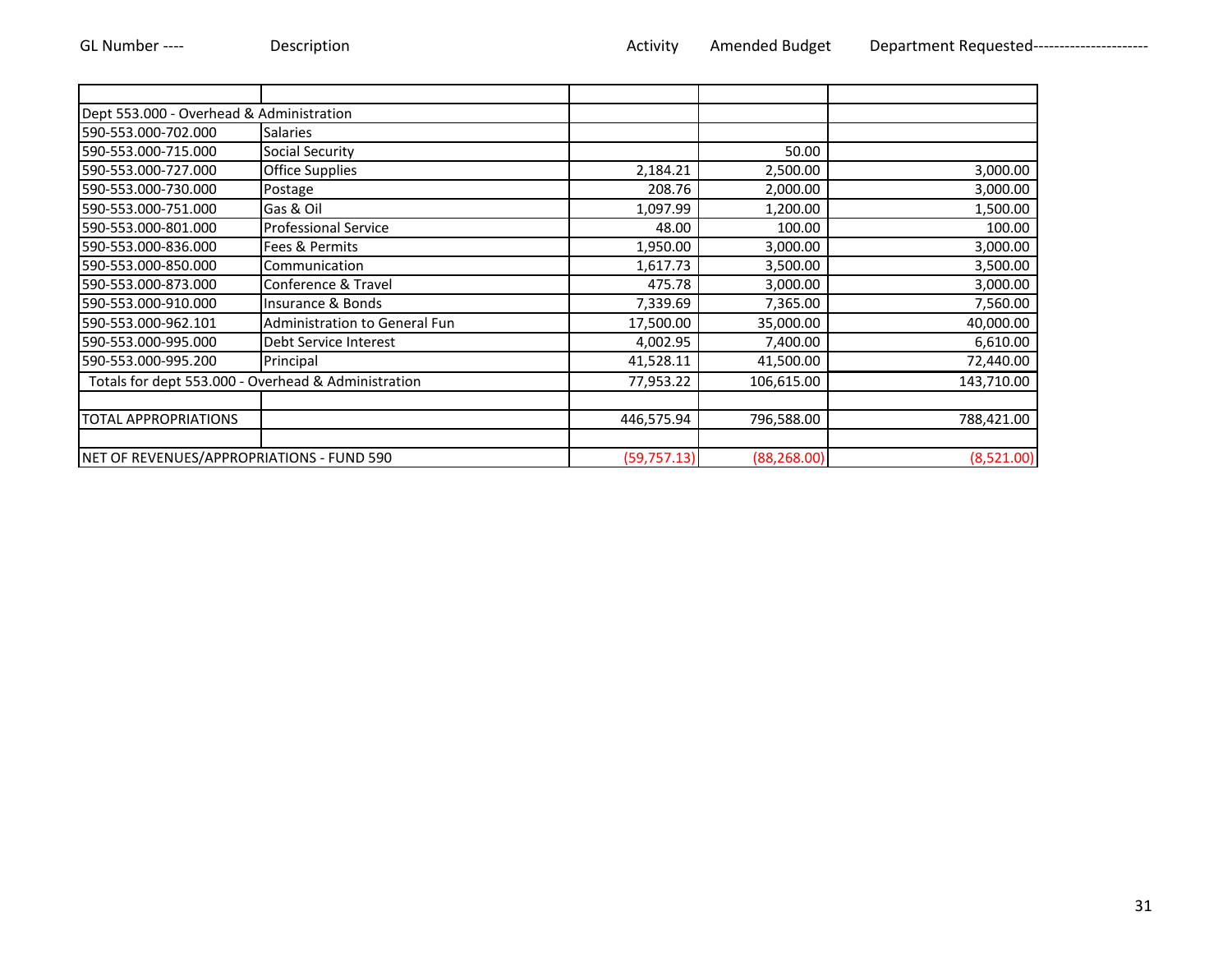| GL Number ---- | Description | Activity | Amended Budget | Department Requested--------------------- |
|---|---|---|---|---|
| | | | | |
| Dept 553.000 - Overhead & Administration | | | | |
| 590-553.000-702.000 | Salaries | | | |
| 590-553.000-715.000 | Social Security | | 50.00 | |
| 590-553.000-727.000 | Office Supplies | 2,184.21 | 2,500.00 | 3,000.00 |
| 590-553.000-730.000 | Postage | 208.76 | 2,000.00 | 3,000.00 |
| 590-553.000-751.000 | Gas & Oil | 1,097.99 | 1,200.00 | 1,500.00 |
| 590-553.000-801.000 | Professional Service | 48.00 | 100.00 | 100.00 |
| 590-553.000-836.000 | Fees & Permits | 1,950.00 | 3,000.00 | 3,000.00 |
| 590-553.000-850.000 | Communication | 1,617.73 | 3,500.00 | 3,500.00 |
| 590-553.000-873.000 | Conference & Travel | 475.78 | 3,000.00 | 3,000.00 |
| 590-553.000-910.000 | Insurance & Bonds | 7,339.69 | 7,365.00 | 7,560.00 |
| 590-553.000-962.101 | Administration to General Fun | 17,500.00 | 35,000.00 | 40,000.00 |
| 590-553.000-995.000 | Debt Service Interest | 4,002.95 | 7,400.00 | 6,610.00 |
| 590-553.000-995.200 | Principal | 41,528.11 | 41,500.00 | 72,440.00 |
| Totals for dept 553.000 - Overhead & Administration | | 77,953.22 | 106,615.00 | 143,710.00 |
| | | | | |
| TOTAL APPROPRIATIONS | | 446,575.94 | 796,588.00 | 788,421.00 |
| | | | | |
| NET OF REVENUES/APPROPRIATIONS - FUND 590 | | (59,757.13) | (88,268.00) | (8,521.00) |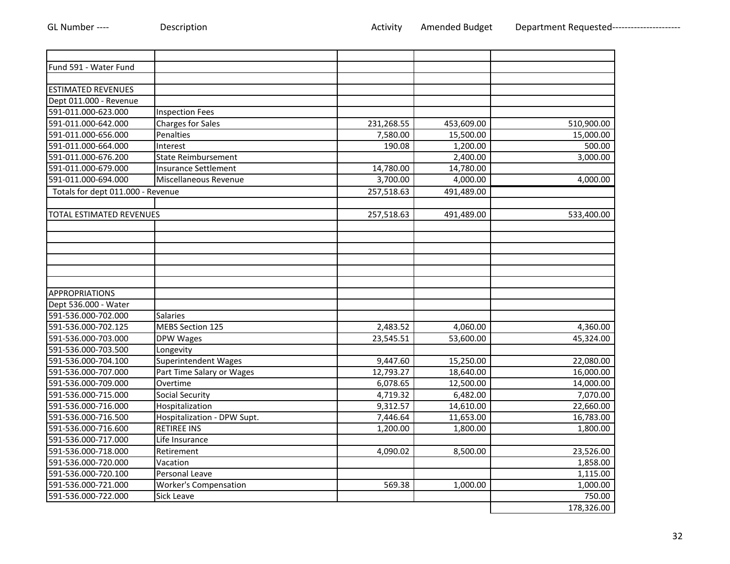| GL Number ---- | Description | Activity | Amended Budget | Department Requested--------------------- |
|---|---|---|---|---|
| | | | | |
| Fund 591 - Water Fund | | | | |
| | | | | |
| ESTIMATED REVENUES | | | | |
| Dept 011.000 - Revenue | | | | |
| 591-011.000-623.000 | Inspection Fees | | | |
| 591-011.000-642.000 | Charges for Sales | 231,268.55 | 453,609.00 | 510,900.00 |
| 591-011.000-656.000 | Penalties | 7,580.00 | 15,500.00 | 15,000.00 |
| 591-011.000-664.000 | Interest | 190.08 | 1,200.00 | 500.00 |
| 591-011.000-676.200 | State Reimbursement | | 2,400.00 | 3,000.00 |
| 591-011.000-679.000 | Insurance Settlement | 14,780.00 | 14,780.00 | |
| 591-011.000-694.000 | Miscellaneous Revenue | 3,700.00 | 4,000.00 | 4,000.00 |
| Totals for dept 011.000 - Revenue | | 257,518.63 | 491,489.00 | |
| | | | | |
| TOTAL ESTIMATED REVENUES | | 257,518.63 | 491,489.00 | 533,400.00 |
| | | | | |
| | | | | |
| | | | | |
| | | | | |
| | | | | |
| | | | | |
| APPROPRIATIONS | | | | |
| Dept 536.000 - Water | | | | |
| 591-536.000-702.000 | Salaries | | | |
| 591-536.000-702.125 | MEBS Section 125 | 2,483.52 | 4,060.00 | 4,360.00 |
| 591-536.000-703.000 | DPW Wages | 23,545.51 | 53,600.00 | 45,324.00 |
| 591-536.000-703.500 | Longevity | | | |
| 591-536.000-704.100 | Superintendent Wages | 9,447.60 | 15,250.00 | 22,080.00 |
| 591-536.000-707.000 | Part Time Salary or Wages | 12,793.27 | 18,640.00 | 16,000.00 |
| 591-536.000-709.000 | Overtime | 6,078.65 | 12,500.00 | 14,000.00 |
| 591-536.000-715.000 | Social Security | 4,719.32 | 6,482.00 | 7,070.00 |
| 591-536.000-716.000 | Hospitalization | 9,312.57 | 14,610.00 | 22,660.00 |
| 591-536.000-716.500 | Hospitalization - DPW Supt. | 7,446.64 | 11,653.00 | 16,783.00 |
| 591-536.000-716.600 | RETIREE INS | 1,200.00 | 1,800.00 | 1,800.00 |
| 591-536.000-717.000 | Life Insurance | | | |
| 591-536.000-718.000 | Retirement | 4,090.02 | 8,500.00 | 23,526.00 |
| 591-536.000-720.000 | Vacation | | | 1,858.00 |
| 591-536.000-720.100 | Personal Leave | | | 1,115.00 |
| 591-536.000-721.000 | Worker's Compensation | 569.38 | 1,000.00 | 1,000.00 |
| 591-536.000-722.000 | Sick Leave | | | 750.00 |
| | | | | 178,326.00 |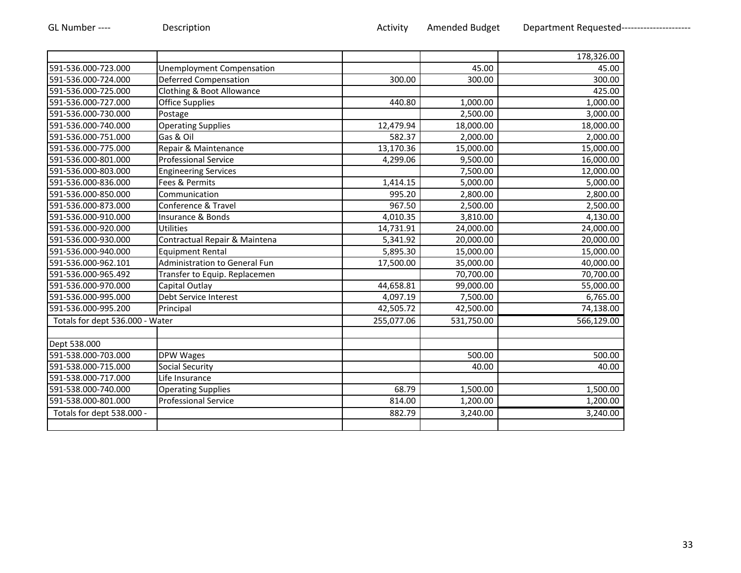| GL Number ---- | Description | Activity | Amended Budget | Department Requested---------------------- |
|---|---|---|---|---|
| | | | | 178,326.00 |
| 591-536.000-723.000 | Unemployment Compensation | | 45.00 | 45.00 |
| 591-536.000-724.000 | Deferred Compensation | 300.00 | 300.00 | 300.00 |
| 591-536.000-725.000 | Clothing & Boot Allowance | | | 425.00 |
| 591-536.000-727.000 | Office Supplies | 440.80 | 1,000.00 | 1,000.00 |
| 591-536.000-730.000 | Postage | | 2,500.00 | 3,000.00 |
| 591-536.000-740.000 | Operating Supplies | 12,479.94 | 18,000.00 | 18,000.00 |
| 591-536.000-751.000 | Gas & Oil | 582.37 | 2,000.00 | 2,000.00 |
| 591-536.000-775.000 | Repair & Maintenance | 13,170.36 | 15,000.00 | 15,000.00 |
| 591-536.000-801.000 | Professional Service | 4,299.06 | 9,500.00 | 16,000.00 |
| 591-536.000-803.000 | Engineering Services | | 7,500.00 | 12,000.00 |
| 591-536.000-836.000 | Fees & Permits | 1,414.15 | 5,000.00 | 5,000.00 |
| 591-536.000-850.000 | Communication | 995.20 | 2,800.00 | 2,800.00 |
| 591-536.000-873.000 | Conference & Travel | 967.50 | 2,500.00 | 2,500.00 |
| 591-536.000-910.000 | Insurance & Bonds | 4,010.35 | 3,810.00 | 4,130.00 |
| 591-536.000-920.000 | Utilities | 14,731.91 | 24,000.00 | 24,000.00 |
| 591-536.000-930.000 | Contractual Repair & Maintena | 5,341.92 | 20,000.00 | 20,000.00 |
| 591-536.000-940.000 | Equipment Rental | 5,895.30 | 15,000.00 | 15,000.00 |
| 591-536.000-962.101 | Administration to General Fun | 17,500.00 | 35,000.00 | 40,000.00 |
| 591-536.000-965.492 | Transfer to Equip. Replacemen | | 70,700.00 | 70,700.00 |
| 591-536.000-970.000 | Capital Outlay | 44,658.81 | 99,000.00 | 55,000.00 |
| 591-536.000-995.000 | Debt Service Interest | 4,097.19 | 7,500.00 | 6,765.00 |
| 591-536.000-995.200 | Principal | 42,505.72 | 42,500.00 | 74,138.00 |
| Totals for dept 536.000 - Water | | 255,077.06 | 531,750.00 | 566,129.00 |
| | | | | |
| Dept 538.000 | | | | |
| 591-538.000-703.000 | DPW Wages | | 500.00 | 500.00 |
| 591-538.000-715.000 | Social Security | | 40.00 | 40.00 |
| 591-538.000-717.000 | Life Insurance | | | |
| 591-538.000-740.000 | Operating Supplies | 68.79 | 1,500.00 | 1,500.00 |
| 591-538.000-801.000 | Professional Service | 814.00 | 1,200.00 | 1,200.00 |
| Totals for dept 538.000 - | | 882.79 | 3,240.00 | 3,240.00 |
| | | | | |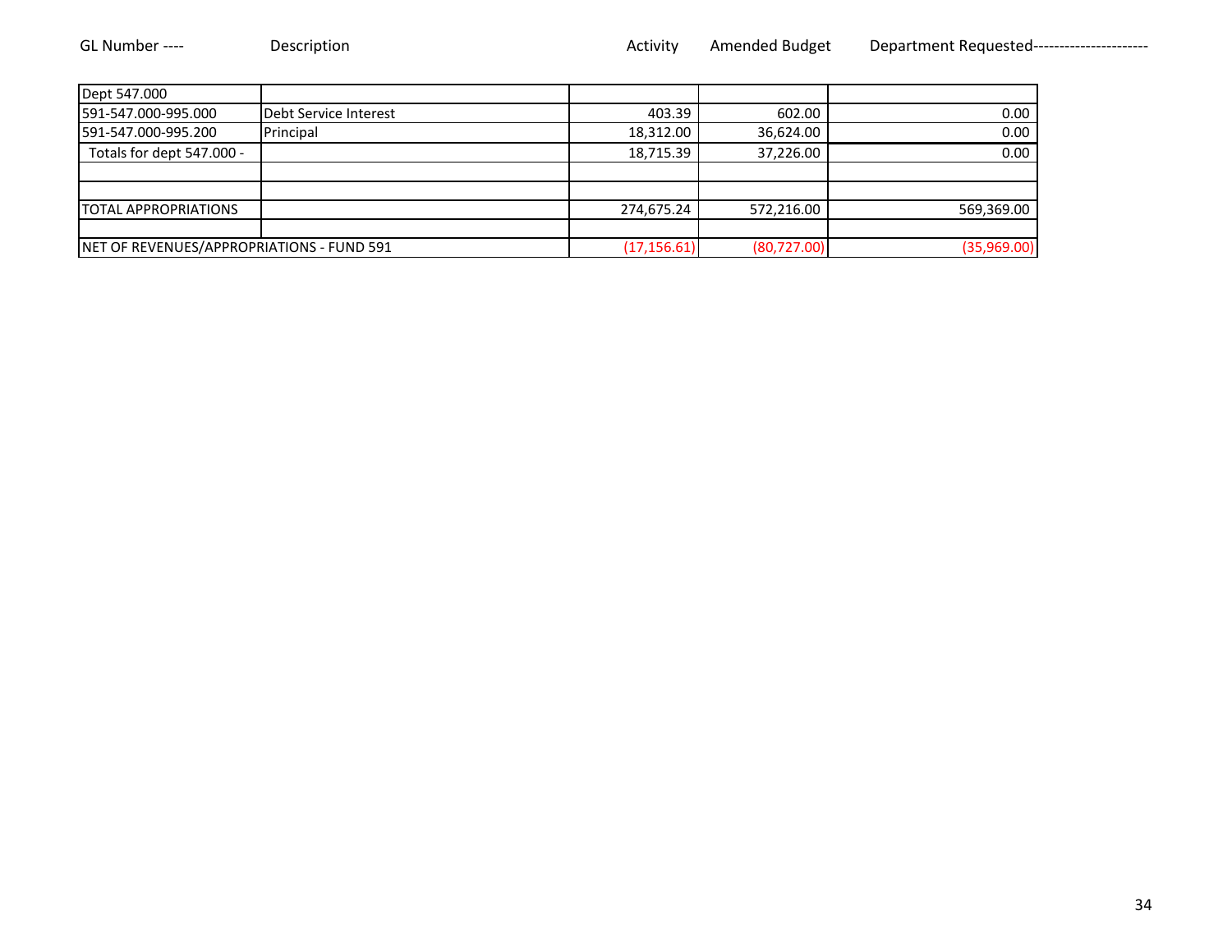| GL Number ---- | Description | Activity | Amended Budget | Department Requested--------------------- |
|---|---|---|---|---|
| Dept 547.000 | | | | |
| 591-547.000-995.000 | Debt Service Interest | 403.39 | 602.00 | 0.00 |
| 591-547.000-995.200 | Principal | 18,312.00 | 36,624.00 | 0.00 |
| Totals for dept 547.000 - | | 18,715.39 | 37,226.00 | 0.00 |
| | | | | |
| | | | | |
| TOTAL APPROPRIATIONS | | 274,675.24 | 572,216.00 | 569,369.00 |
| | | | | |
| NET OF REVENUES/APPROPRIATIONS - FUND 591 | | (17,156.61) | (80,727.00) | (35,969.00) |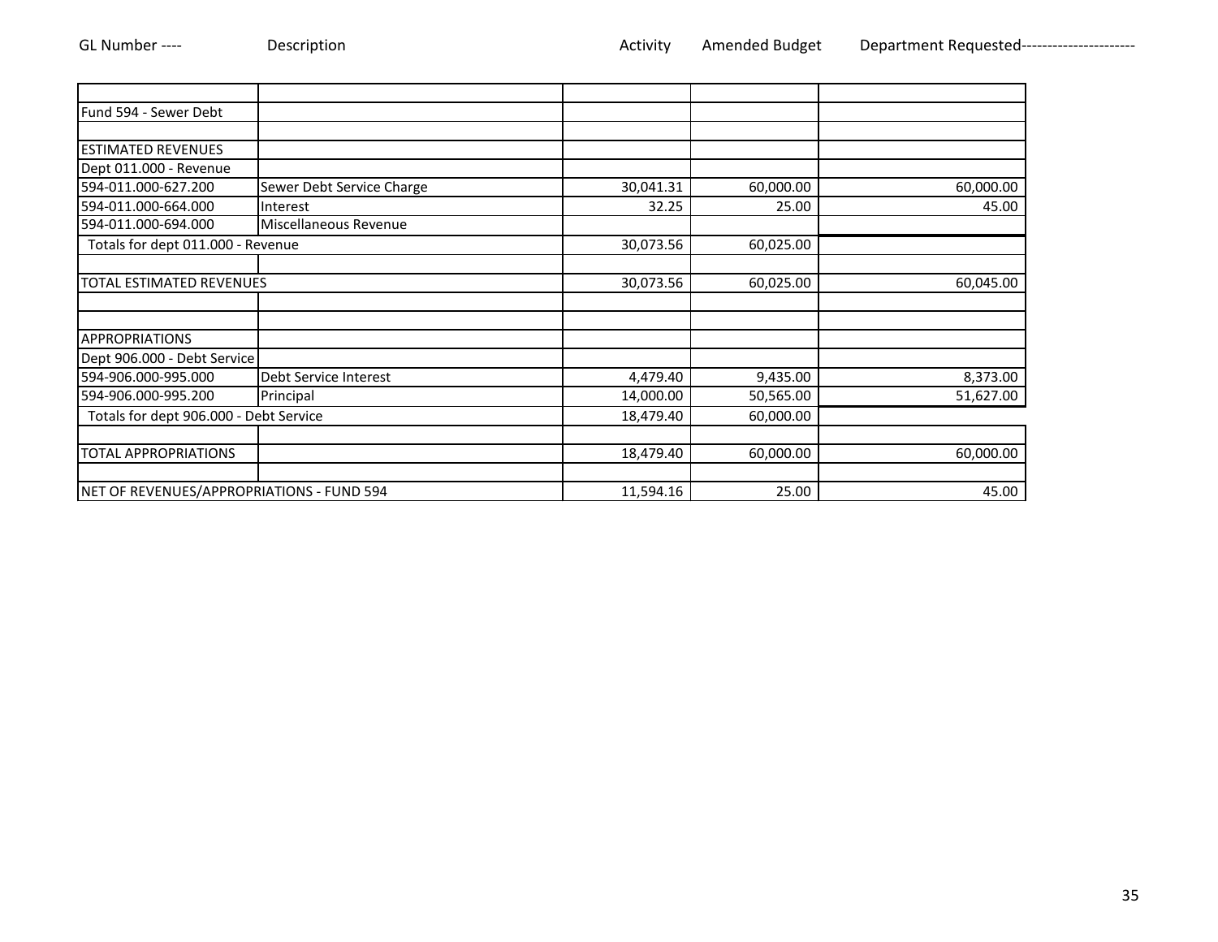| GL Number ---- | Description | Activity | Amended Budget | Department Requested---------------------- |
|---|---|---|---|---|
| | | | | |
| Fund 594 - Sewer Debt | | | | |
| | | | | |
| ESTIMATED REVENUES | | | | |
| Dept 011.000 - Revenue | | | | |
| 594-011.000-627.200 | Sewer Debt Service Charge | 30,041.31 | 60,000.00 | 60,000.00 |
| 594-011.000-664.000 | Interest | 32.25 | 25.00 | 45.00 |
| 594-011.000-694.000 | Miscellaneous Revenue | | | |
| Totals for dept 011.000 - Revenue | | 30,073.56 | 60,025.00 | |
| | | | | |
| TOTAL ESTIMATED REVENUES | | 30,073.56 | 60,025.00 | 60,045.00 |
| | | | | |
| | | | | |
| APPROPRIATIONS | | | | |
| Dept 906.000 - Debt Service | | | | |
| 594-906.000-995.000 | Debt Service Interest | 4,479.40 | 9,435.00 | 8,373.00 |
| 594-906.000-995.200 | Principal | 14,000.00 | 50,565.00 | 51,627.00 |
| Totals for dept 906.000 - Debt Service | | 18,479.40 | 60,000.00 | |
| | | | | |
| TOTAL APPROPRIATIONS | | 18,479.40 | 60,000.00 | 60,000.00 |
| | | | | |
| NET OF REVENUES/APPROPRIATIONS - FUND 594 | | 11,594.16 | 25.00 | 45.00 |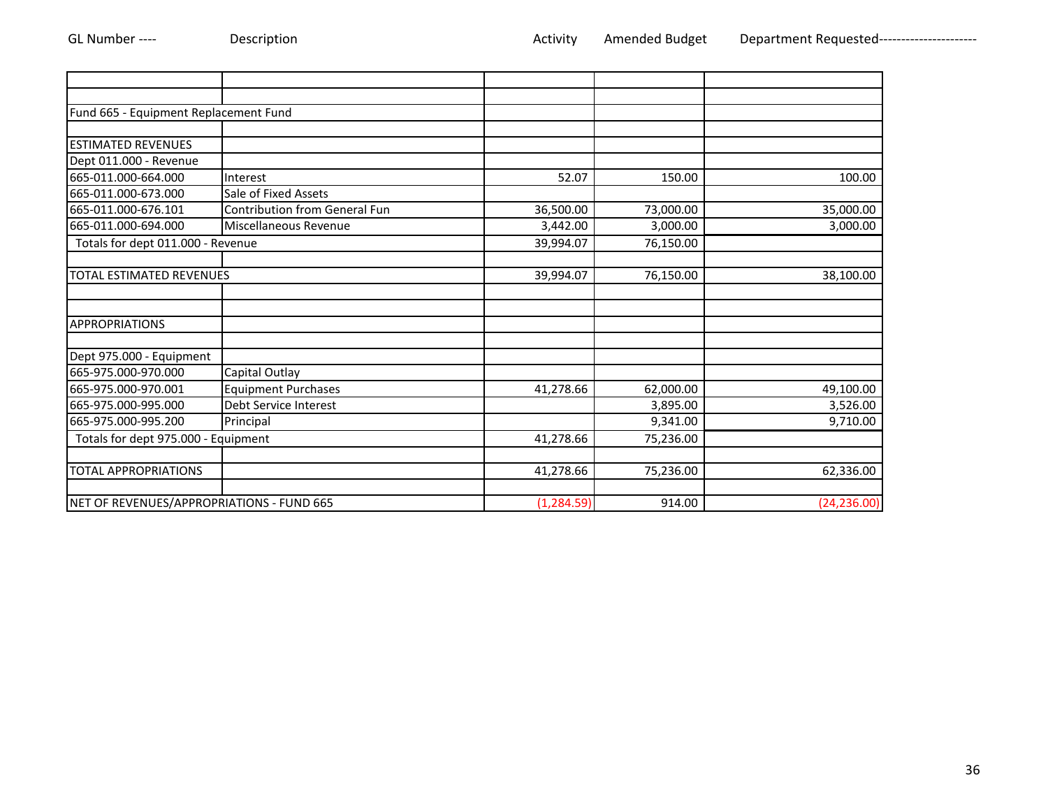| GL Number ---- | Description | Activity | Amended Budget | Department Requested---------------------- |
|---|---|---|---|---|
| | | | | |
| | | | | |
| Fund 665 - Equipment Replacement Fund | | | | |
| | | | | |
| ESTIMATED REVENUES | | | | |
| Dept 011.000 - Revenue | | | | |
| 665-011.000-664.000 | Interest | 52.07 | 150.00 | 100.00 |
| 665-011.000-673.000 | Sale of Fixed Assets | | | |
| 665-011.000-676.101 | Contribution from General Fun | 36,500.00 | 73,000.00 | 35,000.00 |
| 665-011.000-694.000 | Miscellaneous Revenue | 3,442.00 | 3,000.00 | 3,000.00 |
| Totals for dept 011.000 - Revenue | | 39,994.07 | 76,150.00 | |
| | | | | |
| TOTAL ESTIMATED REVENUES | | 39,994.07 | 76,150.00 | 38,100.00 |
| | | | | |
| | | | | |
| APPROPRIATIONS | | | | |
| | | | | |
| Dept 975.000 - Equipment | | | | |
| 665-975.000-970.000 | Capital Outlay | | | |
| 665-975.000-970.001 | Equipment Purchases | 41,278.66 | 62,000.00 | 49,100.00 |
| 665-975.000-995.000 | Debt Service Interest | | 3,895.00 | 3,526.00 |
| 665-975.000-995.200 | Principal | | 9,341.00 | 9,710.00 |
| Totals for dept 975.000 - Equipment | | 41,278.66 | 75,236.00 | |
| | | | | |
| TOTAL APPROPRIATIONS | | 41,278.66 | 75,236.00 | 62,336.00 |
| | | | | |
| NET OF REVENUES/APPROPRIATIONS - FUND 665 | | (1,284.59) | 914.00 | (24,236.00) |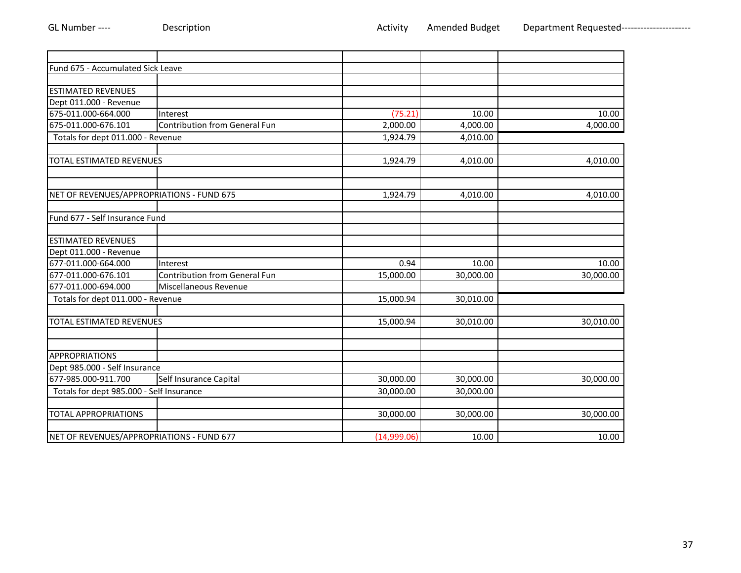| GL Number ---- | Description | Activity | Amended Budget | Department Requested--------------------- |
|---|---|---|---|---|
| | | | | |
| Fund 675 - Accumulated Sick Leave | | | | |
| | | | | |
| ESTIMATED REVENUES | | | | |
| Dept 011.000 - Revenue | | | | |
| 675-011.000-664.000 | Interest | (75.21) | 10.00 | 10.00 |
| 675-011.000-676.101 | Contribution from General Fun | 2,000.00 | 4,000.00 | 4,000.00 |
| Totals for dept 011.000 - Revenue | | 1,924.79 | 4,010.00 | |
| | | | | |
| TOTAL ESTIMATED REVENUES | | 1,924.79 | 4,010.00 | 4,010.00 |
| | | | | |
| | | | | |
| NET OF REVENUES/APPROPRIATIONS - FUND 675 | | 1,924.79 | 4,010.00 | 4,010.00 |
| | | | | |
| Fund 677 - Self Insurance Fund | | | | |
| | | | | |
| ESTIMATED REVENUES | | | | |
| Dept 011.000 - Revenue | | | | |
| 677-011.000-664.000 | Interest | 0.94 | 10.00 | 10.00 |
| 677-011.000-676.101 | Contribution from General Fun | 15,000.00 | 30,000.00 | 30,000.00 |
| 677-011.000-694.000 | Miscellaneous Revenue | | | |
| Totals for dept 011.000 - Revenue | | 15,000.94 | 30,010.00 | |
| | | | | |
| TOTAL ESTIMATED REVENUES | | 15,000.94 | 30,010.00 | 30,010.00 |
| | | | | |
| | | | | |
| APPROPRIATIONS | | | | |
| Dept 985.000 - Self Insurance | | | | |
| 677-985.000-911.700 | Self Insurance Capital | 30,000.00 | 30,000.00 | 30,000.00 |
| Totals for dept 985.000 - Self Insurance | | 30,000.00 | 30,000.00 | |
| | | | | |
| TOTAL APPROPRIATIONS | | 30,000.00 | 30,000.00 | 30,000.00 |
| | | | | |
| NET OF REVENUES/APPROPRIATIONS - FUND 677 | | (14,999.06) | 10.00 | 10.00 |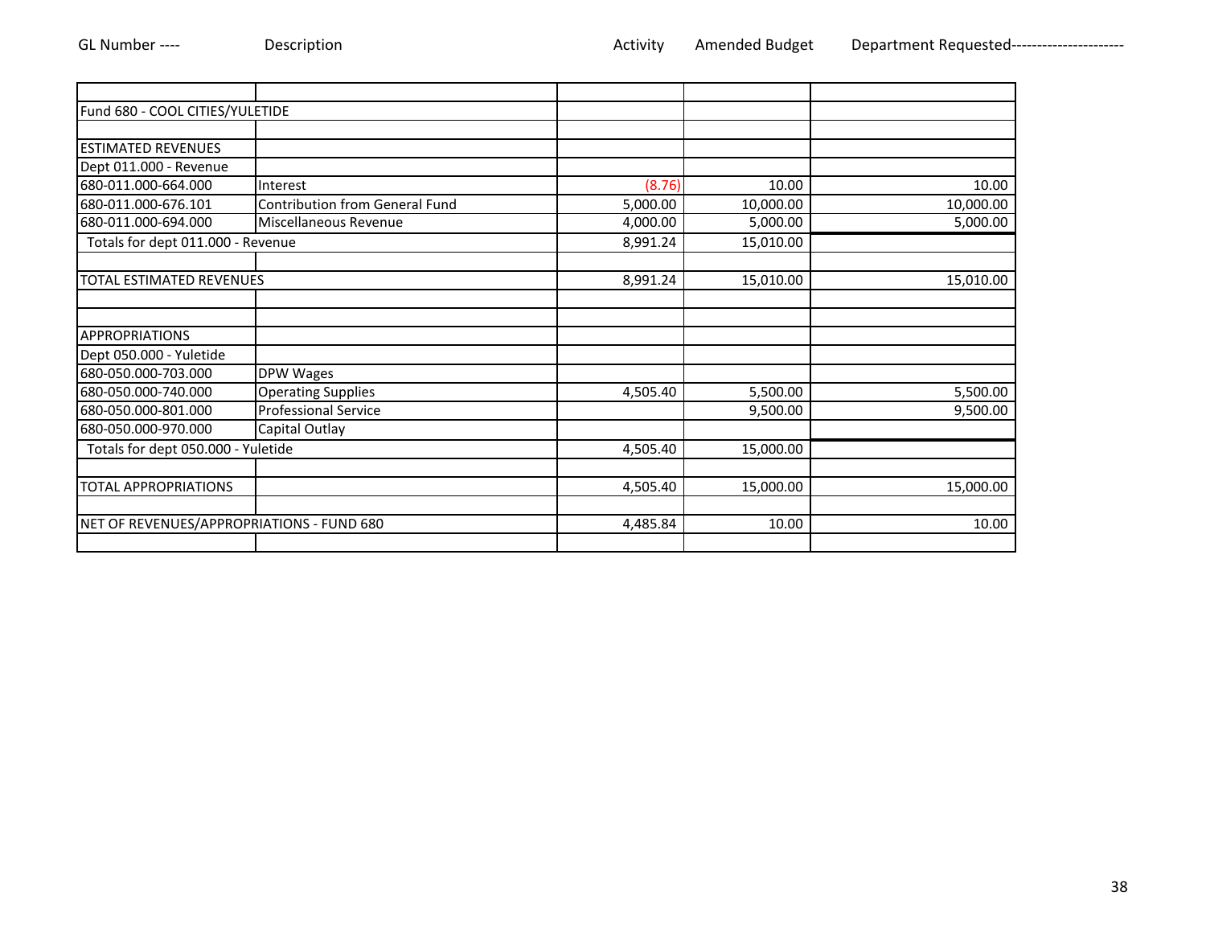| GL Number ---- | Description | Activity | Amended Budget | Department Requested---------------------- |
|---|---|---|---|---|
| | | | | |
| Fund 680 - COOL CITIES/YULETIDE | | | | |
| | | | | |
| ESTIMATED REVENUES | | | | |
| Dept 011.000 - Revenue | | | | |
| 680-011.000-664.000 | Interest | (8.76) | 10.00 | 10.00 |
| 680-011.000-676.101 | Contribution from General Fund | 5,000.00 | 10,000.00 | 10,000.00 |
| 680-011.000-694.000 | Miscellaneous Revenue | 4,000.00 | 5,000.00 | 5,000.00 |
| Totals for dept 011.000 - Revenue | | 8,991.24 | 15,010.00 | |
| | | | | |
| TOTAL ESTIMATED REVENUES | | 8,991.24 | 15,010.00 | 15,010.00 |
| | | | | |
| | | | | |
| APPROPRIATIONS | | | | |
| Dept 050.000 - Yuletide | | | | |
| 680-050.000-703.000 | DPW Wages | | | |
| 680-050.000-740.000 | Operating Supplies | 4,505.40 | 5,500.00 | 5,500.00 |
| 680-050.000-801.000 | Professional Service | | 9,500.00 | 9,500.00 |
| 680-050.000-970.000 | Capital Outlay | | | |
| Totals for dept 050.000 - Yuletide | | 4,505.40 | 15,000.00 | |
| | | | | |
| TOTAL APPROPRIATIONS | | 4,505.40 | 15,000.00 | 15,000.00 |
| | | | | |
| NET OF REVENUES/APPROPRIATIONS - FUND 680 | | 4,485.84 | 10.00 | 10.00 |
| | | | | |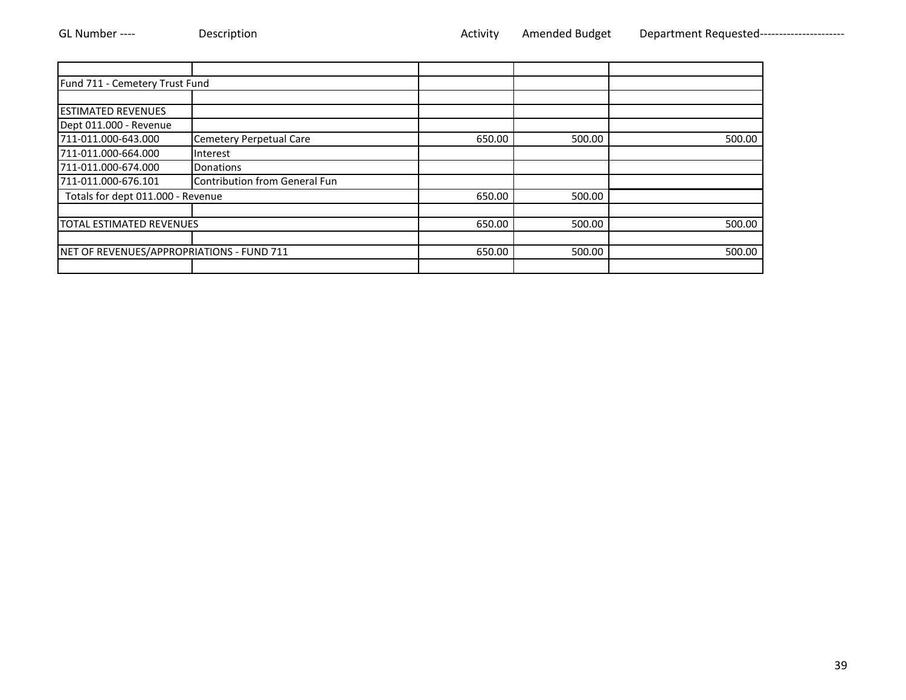| GL Number ---- | Description | Activity | Amended Budget | Department Requested---------------------- |
|---|---|---|---|---|
| | | | | |
| Fund 711 - Cemetery Trust Fund | | | | |
| | | | | |
| ESTIMATED REVENUES | | | | |
| Dept 011.000 - Revenue | | | | |
| 711-011.000-643.000 | Cemetery Perpetual Care | 650.00 | 500.00 | 500.00 |
| 711-011.000-664.000 | Interest | | | |
| 711-011.000-674.000 | Donations | | | |
| 711-011.000-676.101 | Contribution from General Fun | | | |
| Totals for dept 011.000 - Revenue | | 650.00 | 500.00 | |
| | | | | |
| TOTAL ESTIMATED REVENUES | | 650.00 | 500.00 | 500.00 |
| | | | | |
| NET OF REVENUES/APPROPRIATIONS - FUND 711 | | 650.00 | 500.00 | 500.00 |
| | | | | |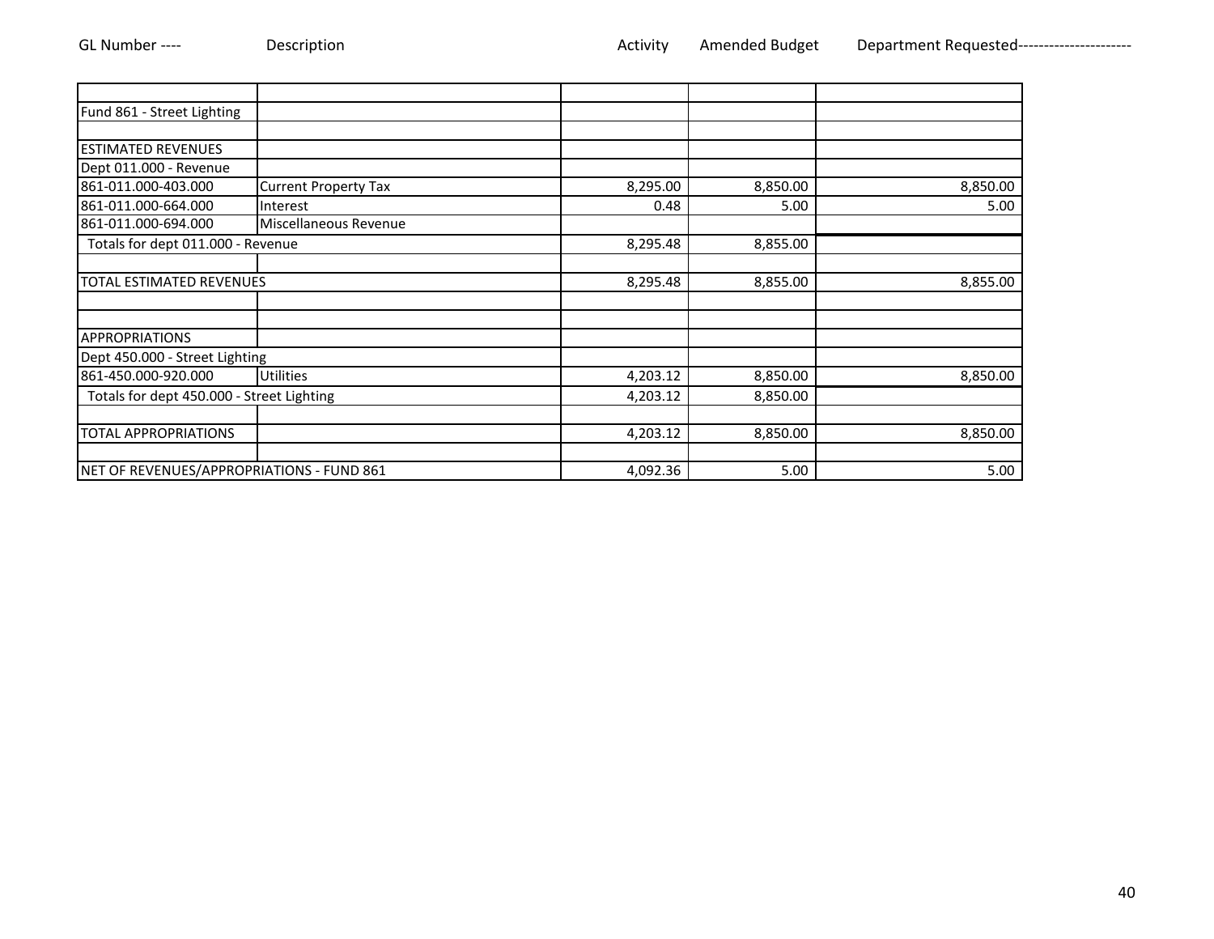| GL Number ---- | Description | Activity | Amended Budget | Department Requested--------------------- |
|---|---|---|---|---|
| | | | | |
| Fund 861 - Street Lighting | | | | |
| | | | | |
| ESTIMATED REVENUES | | | | |
| Dept 011.000 - Revenue | | | | |
| 861-011.000-403.000 | Current Property Tax | 8,295.00 | 8,850.00 | 8,850.00 |
| 861-011.000-664.000 | Interest | 0.48 | 5.00 | 5.00 |
| 861-011.000-694.000 | Miscellaneous Revenue | | | |
| Totals for dept 011.000 - Revenue | | 8,295.48 | 8,855.00 | |
| | | | | |
| TOTAL ESTIMATED REVENUES | | 8,295.48 | 8,855.00 | 8,855.00 |
| | | | | |
| | | | | |
| APPROPRIATIONS | | | | |
| Dept 450.000 - Street Lighting | | | | |
| 861-450.000-920.000 | Utilities | 4,203.12 | 8,850.00 | 8,850.00 |
| Totals for dept 450.000 - Street Lighting | | 4,203.12 | 8,850.00 | |
| | | | | |
| TOTAL APPROPRIATIONS | | 4,203.12 | 8,850.00 | 8,850.00 |
| | | | | |
| NET OF REVENUES/APPROPRIATIONS - FUND 861 | | 4,092.36 | 5.00 | 5.00 |